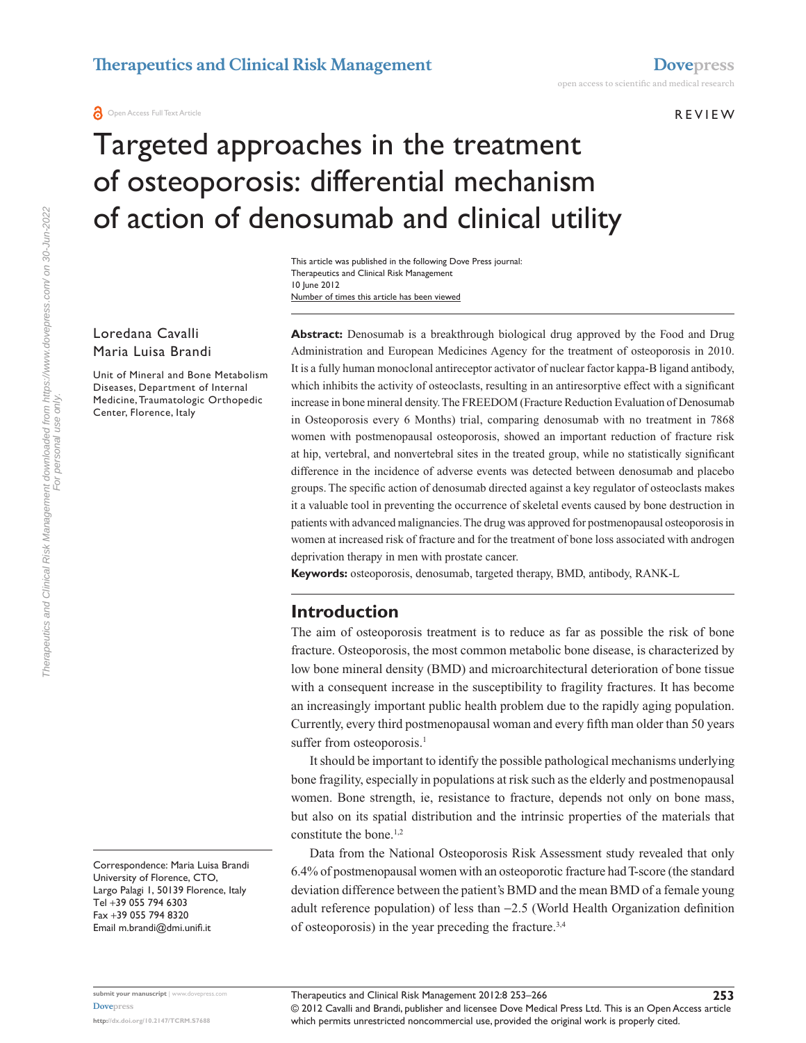REVIEW

# Targeted approaches in the treatment of osteoporosis: differential mechanism of action of denosumab and clinical utility

This article was published in the following Dove Press journal:
Therapeutics and Clinical Risk Management
10 June 2012
Number of times this article has been viewed

Loredana Cavalli
Maria Luisa Brandi

Unit of Mineral and Bone Metabolism Diseases, Department of Internal Medicine, Traumatologic Orthopedic Center, Florence, Italy

Correspondence: Maria Luisa Brandi
University of Florence, CTO,
Largo Palagi 1, 50139 Florence, Italy
Tel +39 055 794 6303
Fax +39 055 794 8320
Email m.brandi@dmi.unifi.it

**Abstract:** Denosumab is a breakthrough biological drug approved by the Food and Drug Administration and European Medicines Agency for the treatment of osteoporosis in 2010. It is a fully human monoclonal antireceptor activator of nuclear factor kappa-B ligand antibody, which inhibits the activity of osteoclasts, resulting in an antiresorptive effect with a significant increase in bone mineral density. The FREEDOM (Fracture Reduction Evaluation of Denosumab in Osteoporosis every 6 Months) trial, comparing denosumab with no treatment in 7868 women with postmenopausal osteoporosis, showed an important reduction of fracture risk at hip, vertebral, and nonvertebral sites in the treated group, while no statistically significant difference in the incidence of adverse events was detected between denosumab and placebo groups. The specific action of denosumab directed against a key regulator of osteoclasts makes it a valuable tool in preventing the occurrence of skeletal events caused by bone destruction in patients with advanced malignancies. The drug was approved for postmenopausal osteoporosis in women at increased risk of fracture and for the treatment of bone loss associated with androgen deprivation therapy in men with prostate cancer.

**Keywords:** osteoporosis, denosumab, targeted therapy, BMD, antibody, RANK-L

## Introduction

The aim of osteoporosis treatment is to reduce as far as possible the risk of bone fracture. Osteoporosis, the most common metabolic bone disease, is characterized by low bone mineral density (BMD) and microarchitectural deterioration of bone tissue with a consequent increase in the susceptibility to fragility fractures. It has become an increasingly important public health problem due to the rapidly aging population. Currently, every third postmenopausal woman and every fifth man older than 50 years suffer from osteoporosis.[1]

It should be important to identify the possible pathological mechanisms underlying bone fragility, especially in populations at risk such as the elderly and postmenopausal women. Bone strength, ie, resistance to fracture, depends not only on bone mass, but also on its spatial distribution and the intrinsic properties of the materials that constitute the bone.[1,2]

Data from the National Osteoporosis Risk Assessment study revealed that only 6.4% of postmenopausal women with an osteoporotic fracture had T-score (the standard deviation difference between the patient's BMD and the mean BMD of a female young adult reference population) of less than −2.5 (World Health Organization definition of osteoporosis) in the year preceding the fracture.[3,4]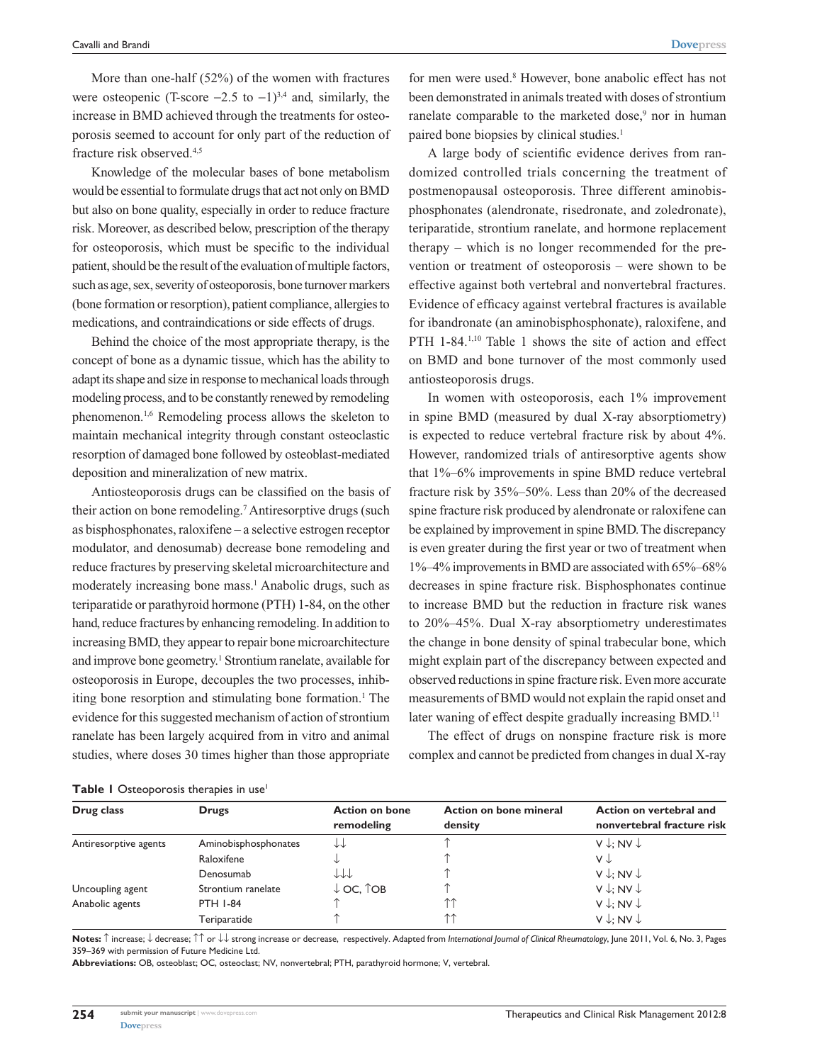More than one-half (52%) of the women with fractures were osteopenic (T-score −2.5 to −1)[3,4] and, similarly, the increase in BMD achieved through the treatments for osteoporosis seemed to account for only part of the reduction of fracture risk observed.[4,5]

Knowledge of the molecular bases of bone metabolism would be essential to formulate drugs that act not only on BMD but also on bone quality, especially in order to reduce fracture risk. Moreover, as described below, prescription of the therapy for osteoporosis, which must be specific to the individual patient, should be the result of the evaluation of multiple factors, such as age, sex, severity of osteoporosis, bone turnover markers (bone formation or resorption), patient compliance, allergies to medications, and contraindications or side effects of drugs.

Behind the choice of the most appropriate therapy, is the concept of bone as a dynamic tissue, which has the ability to adapt its shape and size in response to mechanical loads through modeling process, and to be constantly renewed by remodeling phenomenon.[1,6] Remodeling process allows the skeleton to maintain mechanical integrity through constant osteoclastic resorption of damaged bone followed by osteoblast-mediated deposition and mineralization of new matrix.

Antiosteoporosis drugs can be classified on the basis of their action on bone remodeling.[7] Antiresorptive drugs (such as bisphosphonates, raloxifene – a selective estrogen receptor modulator, and denosumab) decrease bone remodeling and reduce fractures by preserving skeletal microarchitecture and moderately increasing bone mass.[1] Anabolic drugs, such as teriparatide or parathyroid hormone (PTH) 1-84, on the other hand, reduce fractures by enhancing remodeling. In addition to increasing BMD, they appear to repair bone microarchitecture and improve bone geometry.[1] Strontium ranelate, available for osteoporosis in Europe, decouples the two processes, inhibiting bone resorption and stimulating bone formation.[1] The evidence for this suggested mechanism of action of strontium ranelate has been largely acquired from in vitro and animal studies, where doses 30 times higher than those appropriate for men were used.[8] However, bone anabolic effect has not been demonstrated in animals treated with doses of strontium ranelate comparable to the marketed dose,[9] nor in human paired bone biopsies by clinical studies.[1]

A large body of scientific evidence derives from randomized controlled trials concerning the treatment of postmenopausal osteoporosis. Three different aminobisphosphonates (alendronate, risedronate, and zoledronate), teriparatide, strontium ranelate, and hormone replacement therapy – which is no longer recommended for the prevention or treatment of osteoporosis – were shown to be effective against both vertebral and nonvertebral fractures. Evidence of efficacy against vertebral fractures is available for ibandronate (an aminobisphosphonate), raloxifene, and PTH 1-84.[1,10] Table 1 shows the site of action and effect on BMD and bone turnover of the most commonly used antiosteoporosis drugs.

In women with osteoporosis, each 1% improvement in spine BMD (measured by dual X-ray absorptiometry) is expected to reduce vertebral fracture risk by about 4%. However, randomized trials of antiresorptive agents show that 1%–6% improvements in spine BMD reduce vertebral fracture risk by 35%–50%. Less than 20% of the decreased spine fracture risk produced by alendronate or raloxifene can be explained by improvement in spine BMD. The discrepancy is even greater during the first year or two of treatment when 1%–4% improvements in BMD are associated with 65%–68% decreases in spine fracture risk. Bisphosphonates continue to increase BMD but the reduction in fracture risk wanes to 20%–45%. Dual X-ray absorptiometry underestimates the change in bone density of spinal trabecular bone, which might explain part of the discrepancy between expected and observed reductions in spine fracture risk. Even more accurate measurements of BMD would not explain the rapid onset and later waning of effect despite gradually increasing BMD.[11]

The effect of drugs on nonspine fracture risk is more complex and cannot be predicted from changes in dual X-ray

**Table 1** Osteoporosis therapies in use[1]

| Drug class | Drugs | Action on bone remodeling | Action on bone mineral density | Action on vertebral and nonvertebral fracture risk |
|---|---|---|---|---|
| Antiresorptive agents | Aminobisphosphonates | ↓↓ | ↑ | V ↓; NV ↓ |
| | Raloxifene | ↓ | ↑ | V ↓ |
| | Denosumab | ↓↓↓ | ↑ | V ↓; NV ↓ |
| Uncoupling agent | Strontium ranelate | ↓ OC, ↑OB | ↑ | V ↓; NV ↓ |
| Anabolic agents | PTH 1-84 | ↑ | ↑↑ | V ↓; NV ↓ |
| | Teriparatide | ↑ | ↑↑ | V ↓; NV ↓ |

**Notes:** ↑ increase; ↓ decrease; ↑↑ or ↓↓ strong increase or decrease, respectively. Adapted from *International Journal of Clinical Rheumatology*, June 2011, Vol. 6, No. 3, Pages 359–369 with permission of Future Medicine Ltd.

**Abbreviations:** OB, osteoblast; OC, osteoclast; NV, nonvertebral; PTH, parathyroid hormone; V, vertebral.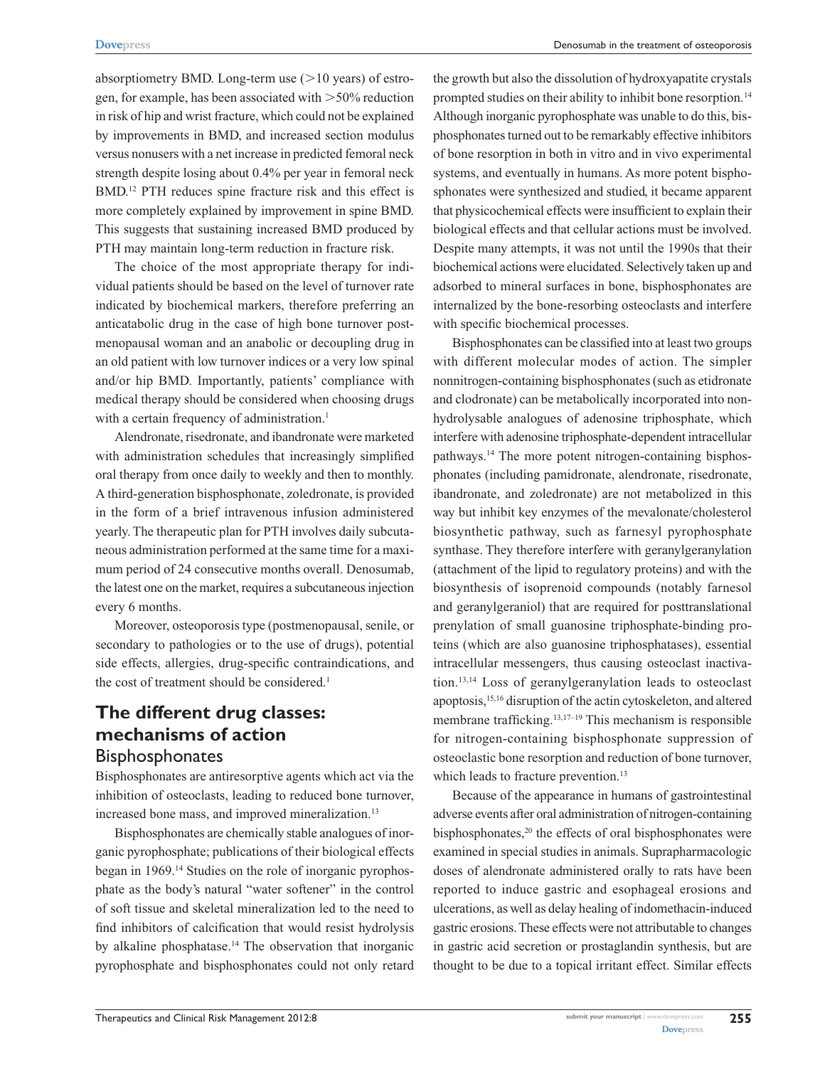absorptiometry BMD. Long-term use (>10 years) of estrogen, for example, has been associated with >50% reduction in risk of hip and wrist fracture, which could not be explained by improvements in BMD, and increased section modulus versus nonusers with a net increase in predicted femoral neck strength despite losing about 0.4% per year in femoral neck BMD.[12] PTH reduces spine fracture risk and this effect is more completely explained by improvement in spine BMD. This suggests that sustaining increased BMD produced by PTH may maintain long-term reduction in fracture risk.

The choice of the most appropriate therapy for individual patients should be based on the level of turnover rate indicated by biochemical markers, therefore preferring an anticatabolic drug in the case of high bone turnover postmenopausal woman and an anabolic or decoupling drug in an old patient with low turnover indices or a very low spinal and/or hip BMD. Importantly, patients' compliance with medical therapy should be considered when choosing drugs with a certain frequency of administration.[1]

Alendronate, risedronate, and ibandronate were marketed with administration schedules that increasingly simplified oral therapy from once daily to weekly and then to monthly. A third-generation bisphosphonate, zoledronate, is provided in the form of a brief intravenous infusion administered yearly. The therapeutic plan for PTH involves daily subcutaneous administration performed at the same time for a maximum period of 24 consecutive months overall. Denosumab, the latest one on the market, requires a subcutaneous injection every 6 months.

Moreover, osteoporosis type (postmenopausal, senile, or secondary to pathologies or to the use of drugs), potential side effects, allergies, drug-specific contraindications, and the cost of treatment should be considered.[1]

## The different drug classes: mechanisms of action

### Bisphosphonates

Bisphosphonates are antiresorptive agents which act via the inhibition of osteoclasts, leading to reduced bone turnover, increased bone mass, and improved mineralization.[13]

Bisphosphonates are chemically stable analogues of inorganic pyrophosphate; publications of their biological effects began in 1969.[14] Studies on the role of inorganic pyrophosphate as the body's natural "water softener" in the control of soft tissue and skeletal mineralization led to the need to find inhibitors of calcification that would resist hydrolysis by alkaline phosphatase.[14] The observation that inorganic pyrophosphate and bisphosphonates could not only retard the growth but also the dissolution of hydroxyapatite crystals prompted studies on their ability to inhibit bone resorption.[14] Although inorganic pyrophosphate was unable to do this, bisphosphonates turned out to be remarkably effective inhibitors of bone resorption in both in vitro and in vivo experimental systems, and eventually in humans. As more potent bisphosphonates were synthesized and studied, it became apparent that physicochemical effects were insufficient to explain their biological effects and that cellular actions must be involved. Despite many attempts, it was not until the 1990s that their biochemical actions were elucidated. Selectively taken up and adsorbed to mineral surfaces in bone, bisphosphonates are internalized by the bone-resorbing osteoclasts and interfere with specific biochemical processes.

Bisphosphonates can be classified into at least two groups with different molecular modes of action. The simpler nonnitrogen-containing bisphosphonates (such as etidronate and clodronate) can be metabolically incorporated into nonhydrolysable analogues of adenosine triphosphate, which interfere with adenosine triphosphate-dependent intracellular pathways.[14] The more potent nitrogen-containing bisphosphonates (including pamidronate, alendronate, risedronate, ibandronate, and zoledronate) are not metabolized in this way but inhibit key enzymes of the mevalonate/cholesterol biosynthetic pathway, such as farnesyl pyrophosphate synthase. They therefore interfere with geranylgeranylation (attachment of the lipid to regulatory proteins) and with the biosynthesis of isoprenoid compounds (notably farnesol and geranylgeraniol) that are required for posttranslational prenylation of small guanosine triphosphate-binding proteins (which are also guanosine triphosphatases), essential intracellular messengers, thus causing osteoclast inactivation.[13,14] Loss of geranylgeranylation leads to osteoclast apoptosis,[15,16] disruption of the actin cytoskeleton, and altered membrane trafficking.[13,17–19] This mechanism is responsible for nitrogen-containing bisphosphonate suppression of osteoclastic bone resorption and reduction of bone turnover, which leads to fracture prevention.[13]

Because of the appearance in humans of gastrointestinal adverse events after oral administration of nitrogen-containing bisphosphonates,[20] the effects of oral bisphosphonates were examined in special studies in animals. Suprapharmacologic doses of alendronate administered orally to rats have been reported to induce gastric and esophageal erosions and ulcerations, as well as delay healing of indomethacin-induced gastric erosions. These effects were not attributable to changes in gastric acid secretion or prostaglandin synthesis, but are thought to be due to a topical irritant effect. Similar effects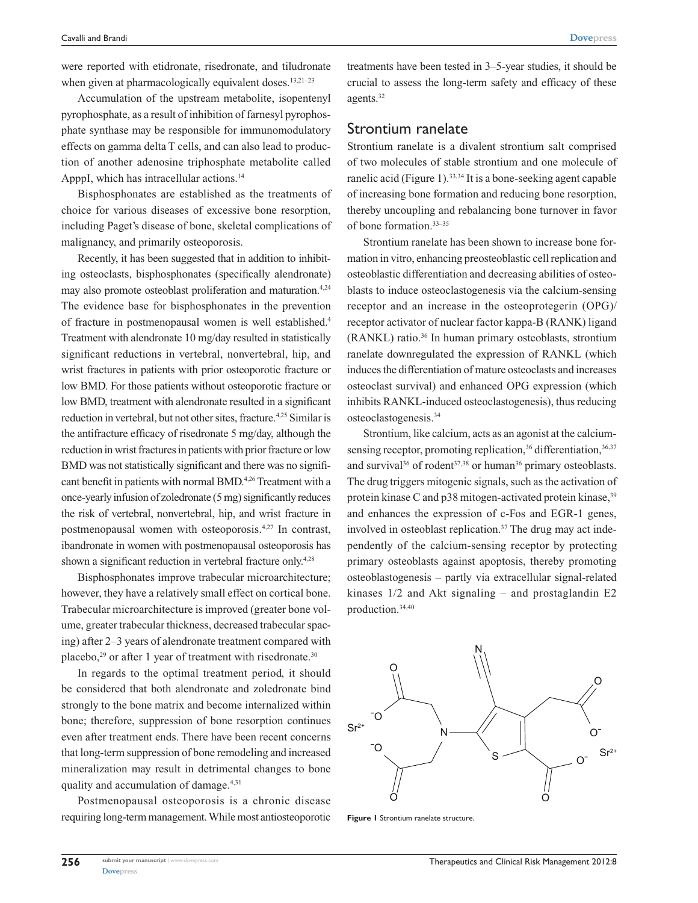were reported with etidronate, risedronate, and tiludronate when given at pharmacologically equivalent doses.[13,21–23]

Accumulation of the upstream metabolite, isopentenyl pyrophosphate, as a result of inhibition of farnesyl pyrophosphate synthase may be responsible for immunomodulatory effects on gamma delta T cells, and can also lead to production of another adenosine triphosphate metabolite called ApppI, which has intracellular actions.[14]

Bisphosphonates are established as the treatments of choice for various diseases of excessive bone resorption, including Paget's disease of bone, skeletal complications of malignancy, and primarily osteoporosis.

Recently, it has been suggested that in addition to inhibiting osteoclasts, bisphosphonates (specifically alendronate) may also promote osteoblast proliferation and maturation.[4,24] The evidence base for bisphosphonates in the prevention of fracture in postmenopausal women is well established.[4] Treatment with alendronate 10 mg/day resulted in statistically significant reductions in vertebral, nonvertebral, hip, and wrist fractures in patients with prior osteoporotic fracture or low BMD. For those patients without osteoporotic fracture or low BMD, treatment with alendronate resulted in a significant reduction in vertebral, but not other sites, fracture.[4,25] Similar is the antifracture efficacy of risedronate 5 mg/day, although the reduction in wrist fractures in patients with prior fracture or low BMD was not statistically significant and there was no significant benefit in patients with normal BMD.[4,26] Treatment with a once-yearly infusion of zoledronate (5 mg) significantly reduces the risk of vertebral, nonvertebral, hip, and wrist fracture in postmenopausal women with osteoporosis.[4,27] In contrast, ibandronate in women with postmenopausal osteoporosis has shown a significant reduction in vertebral fracture only.[4,28]

Bisphosphonates improve trabecular microarchitecture; however, they have a relatively small effect on cortical bone. Trabecular microarchitecture is improved (greater bone volume, greater trabecular thickness, decreased trabecular spacing) after 2–3 years of alendronate treatment compared with placebo,[29] or after 1 year of treatment with risedronate.[30]

In regards to the optimal treatment period, it should be considered that both alendronate and zoledronate bind strongly to the bone matrix and become internalized within bone; therefore, suppression of bone resorption continues even after treatment ends. There have been recent concerns that long-term suppression of bone remodeling and increased mineralization may result in detrimental changes to bone quality and accumulation of damage.[4,31]

Postmenopausal osteoporosis is a chronic disease requiring long-term management. While most antiosteoporotic treatments have been tested in 3–5-year studies, it should be crucial to assess the long-term safety and efficacy of these agents.[32]

## Strontium ranelate

Strontium ranelate is a divalent strontium salt comprised of two molecules of stable strontium and one molecule of ranelic acid (Figure 1).[33,34] It is a bone-seeking agent capable of increasing bone formation and reducing bone resorption, thereby uncoupling and rebalancing bone turnover in favor of bone formation.[33–35]

Strontium ranelate has been shown to increase bone formation in vitro, enhancing preosteoblastic cell replication and osteoblastic differentiation and decreasing abilities of osteoblasts to induce osteoclastogenesis via the calcium-sensing receptor and an increase in the osteoprotegerin (OPG)/receptor activator of nuclear factor kappa-B (RANK) ligand (RANKL) ratio.[36] In human primary osteoblasts, strontium ranelate downregulated the expression of RANKL (which induces the differentiation of mature osteoclasts and increases osteoclast survival) and enhanced OPG expression (which inhibits RANKL-induced osteoclastogenesis), thus reducing osteoclastogenesis.[34]

Strontium, like calcium, acts as an agonist at the calcium-sensing receptor, promoting replication,[36] differentiation,[36,37] and survival[36] of rodent[37,38] or human[36] primary osteoblasts. The drug triggers mitogenic signals, such as the activation of protein kinase C and p38 mitogen-activated protein kinase,[39] and enhances the expression of c-Fos and EGR-1 genes, involved in osteoblast replication.[37] The drug may act independently of the calcium-sensing receptor by protecting primary osteoblasts against apoptosis, thereby promoting osteoblastogenesis – partly via extracellular signal-related kinases 1/2 and Akt signaling – and prostaglandin E2 production.[34,40]

**Figure 1** Strontium ranelate structure.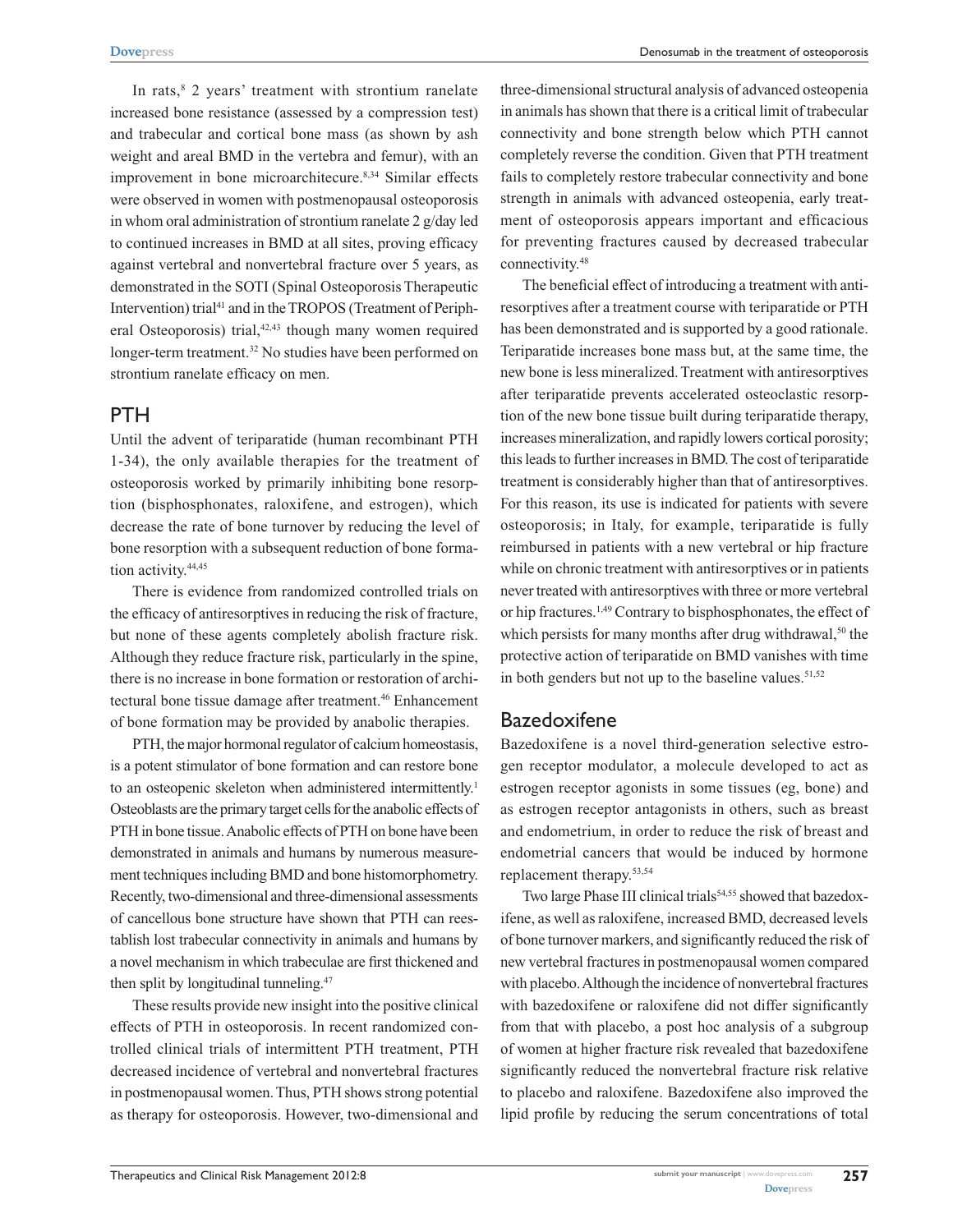In rats,[8] 2 years' treatment with strontium ranelate increased bone resistance (assessed by a compression test) and trabecular and cortical bone mass (as shown by ash weight and areal BMD in the vertebra and femur), with an improvement in bone microarchitecure.[8,34] Similar effects were observed in women with postmenopausal osteoporosis in whom oral administration of strontium ranelate 2 g/day led to continued increases in BMD at all sites, proving efficacy against vertebral and nonvertebral fracture over 5 years, as demonstrated in the SOTI (Spinal Osteoporosis Therapeutic Intervention) trial[41] and in the TROPOS (Treatment of Peripheral Osteoporosis) trial,[42,43] though many women required longer-term treatment.[32] No studies have been performed on strontium ranelate efficacy on men.

## PTH

Until the advent of teriparatide (human recombinant PTH 1-34), the only available therapies for the treatment of osteoporosis worked by primarily inhibiting bone resorption (bisphosphonates, raloxifene, and estrogen), which decrease the rate of bone turnover by reducing the level of bone resorption with a subsequent reduction of bone formation activity.[44,45]

There is evidence from randomized controlled trials on the efficacy of antiresorptives in reducing the risk of fracture, but none of these agents completely abolish fracture risk. Although they reduce fracture risk, particularly in the spine, there is no increase in bone formation or restoration of architectural bone tissue damage after treatment.[46] Enhancement of bone formation may be provided by anabolic therapies.

PTH, the major hormonal regulator of calcium homeostasis, is a potent stimulator of bone formation and can restore bone to an osteopenic skeleton when administered intermittently.[1] Osteoblasts are the primary target cells for the anabolic effects of PTH in bone tissue. Anabolic effects of PTH on bone have been demonstrated in animals and humans by numerous measurement techniques including BMD and bone histomorphometry. Recently, two-dimensional and three-dimensional assessments of cancellous bone structure have shown that PTH can reestablish lost trabecular connectivity in animals and humans by a novel mechanism in which trabeculae are first thickened and then split by longitudinal tunneling.[47]

These results provide new insight into the positive clinical effects of PTH in osteoporosis. In recent randomized controlled clinical trials of intermittent PTH treatment, PTH decreased incidence of vertebral and nonvertebral fractures in postmenopausal women. Thus, PTH shows strong potential as therapy for osteoporosis. However, two-dimensional and three-dimensional structural analysis of advanced osteopenia in animals has shown that there is a critical limit of trabecular connectivity and bone strength below which PTH cannot completely reverse the condition. Given that PTH treatment fails to completely restore trabecular connectivity and bone strength in animals with advanced osteopenia, early treatment of osteoporosis appears important and efficacious for preventing fractures caused by decreased trabecular connectivity.[48]

The beneficial effect of introducing a treatment with antiresorptives after a treatment course with teriparatide or PTH has been demonstrated and is supported by a good rationale. Teriparatide increases bone mass but, at the same time, the new bone is less mineralized. Treatment with antiresorptives after teriparatide prevents accelerated osteoclastic resorption of the new bone tissue built during teriparatide therapy, increases mineralization, and rapidly lowers cortical porosity; this leads to further increases in BMD. The cost of teriparatide treatment is considerably higher than that of antiresorptives. For this reason, its use is indicated for patients with severe osteoporosis; in Italy, for example, teriparatide is fully reimbursed in patients with a new vertebral or hip fracture while on chronic treatment with antiresorptives or in patients never treated with antiresorptives with three or more vertebral or hip fractures.[1,49] Contrary to bisphosphonates, the effect of which persists for many months after drug withdrawal,[50] the protective action of teriparatide on BMD vanishes with time in both genders but not up to the baseline values.[51,52]

## Bazedoxifene

Bazedoxifene is a novel third-generation selective estrogen receptor modulator, a molecule developed to act as estrogen receptor agonists in some tissues (eg, bone) and as estrogen receptor antagonists in others, such as breast and endometrium, in order to reduce the risk of breast and endometrial cancers that would be induced by hormone replacement therapy.[53,54]

Two large Phase III clinical trials[54,55] showed that bazedoxifene, as well as raloxifene, increased BMD, decreased levels of bone turnover markers, and significantly reduced the risk of new vertebral fractures in postmenopausal women compared with placebo. Although the incidence of nonvertebral fractures with bazedoxifene or raloxifene did not differ significantly from that with placebo, a post hoc analysis of a subgroup of women at higher fracture risk revealed that bazedoxifene significantly reduced the nonvertebral fracture risk relative to placebo and raloxifene. Bazedoxifene also improved the lipid profile by reducing the serum concentrations of total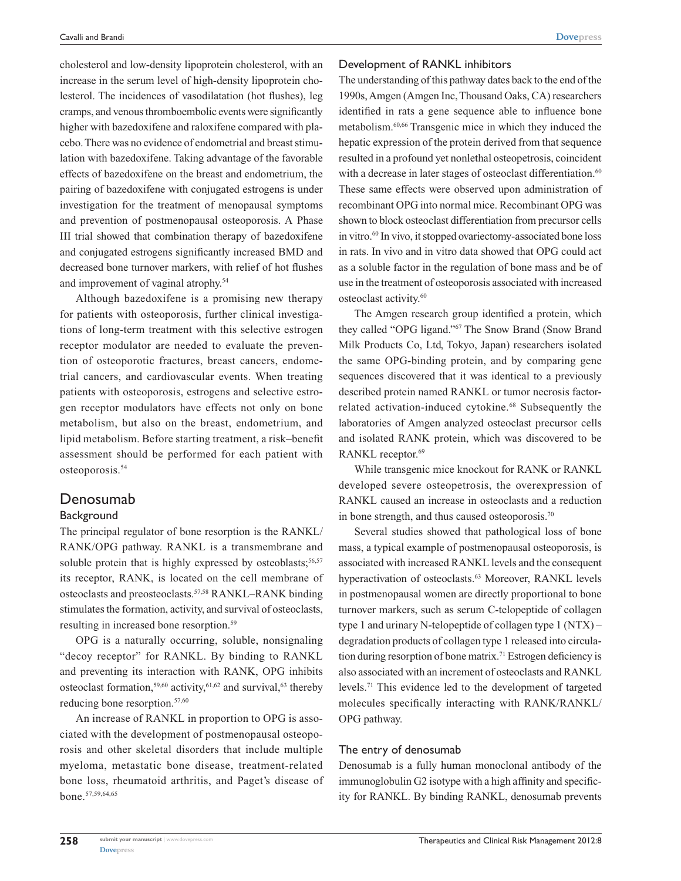cholesterol and low-density lipoprotein cholesterol, with an increase in the serum level of high-density lipoprotein cholesterol. The incidences of vasodilatation (hot flushes), leg cramps, and venous thromboembolic events were significantly higher with bazedoxifene and raloxifene compared with placebo. There was no evidence of endometrial and breast stimulation with bazedoxifene. Taking advantage of the favorable effects of bazedoxifene on the breast and endometrium, the pairing of bazedoxifene with conjugated estrogens is under investigation for the treatment of menopausal symptoms and prevention of postmenopausal osteoporosis. A Phase III trial showed that combination therapy of bazedoxifene and conjugated estrogens significantly increased BMD and decreased bone turnover markers, with relief of hot flushes and improvement of vaginal atrophy.[54]

Although bazedoxifene is a promising new therapy for patients with osteoporosis, further clinical investigations of long-term treatment with this selective estrogen receptor modulator are needed to evaluate the prevention of osteoporotic fractures, breast cancers, endometrial cancers, and cardiovascular events. When treating patients with osteoporosis, estrogens and selective estrogen receptor modulators have effects not only on bone metabolism, but also on the breast, endometrium, and lipid metabolism. Before starting treatment, a risk–benefit assessment should be performed for each patient with osteoporosis.[54]

## Denosumab

### Background

The principal regulator of bone resorption is the RANKL/RANK/OPG pathway. RANKL is a transmembrane and soluble protein that is highly expressed by osteoblasts;[56,57] its receptor, RANK, is located on the cell membrane of osteoclasts and preosteoclasts.[57,58] RANKL–RANK binding stimulates the formation, activity, and survival of osteoclasts, resulting in increased bone resorption.[59]

OPG is a naturally occurring, soluble, nonsignaling "decoy receptor" for RANKL. By binding to RANKL and preventing its interaction with RANK, OPG inhibits osteoclast formation,[59,60] activity,[61,62] and survival,[63] thereby reducing bone resorption.[57,60]

An increase of RANKL in proportion to OPG is associated with the development of postmenopausal osteoporosis and other skeletal disorders that include multiple myeloma, metastatic bone disease, treatment-related bone loss, rheumatoid arthritis, and Paget's disease of bone.[57,59,64,65]

### Development of RANKL inhibitors

The understanding of this pathway dates back to the end of the 1990s, Amgen (Amgen Inc, Thousand Oaks, CA) researchers identified in rats a gene sequence able to influence bone metabolism.[60,66] Transgenic mice in which they induced the hepatic expression of the protein derived from that sequence resulted in a profound yet nonlethal osteopetrosis, coincident with a decrease in later stages of osteoclast differentiation.[60] These same effects were observed upon administration of recombinant OPG into normal mice. Recombinant OPG was shown to block osteoclast differentiation from precursor cells in vitro.[60] In vivo, it stopped ovariectomy-associated bone loss in rats. In vivo and in vitro data showed that OPG could act as a soluble factor in the regulation of bone mass and be of use in the treatment of osteoporosis associated with increased osteoclast activity.[60]

The Amgen research group identified a protein, which they called "OPG ligand."[67] The Snow Brand (Snow Brand Milk Products Co, Ltd, Tokyo, Japan) researchers isolated the same OPG-binding protein, and by comparing gene sequences discovered that it was identical to a previously described protein named RANKL or tumor necrosis factor-related activation-induced cytokine.[68] Subsequently the laboratories of Amgen analyzed osteoclast precursor cells and isolated RANK protein, which was discovered to be RANKL receptor.[69]

While transgenic mice knockout for RANK or RANKL developed severe osteopetrosis, the overexpression of RANKL caused an increase in osteoclasts and a reduction in bone strength, and thus caused osteoporosis.[70]

Several studies showed that pathological loss of bone mass, a typical example of postmenopausal osteoporosis, is associated with increased RANKL levels and the consequent hyperactivation of osteoclasts.[63] Moreover, RANKL levels in postmenopausal women are directly proportional to bone turnover markers, such as serum C-telopeptide of collagen type 1 and urinary N-telopeptide of collagen type 1 (NTX) – degradation products of collagen type 1 released into circulation during resorption of bone matrix.[71] Estrogen deficiency is also associated with an increment of osteoclasts and RANKL levels.[71] This evidence led to the development of targeted molecules specifically interacting with RANK/RANKL/OPG pathway.

### The entry of denosumab

Denosumab is a fully human monoclonal antibody of the immunoglobulin G2 isotype with a high affinity and specificity for RANKL. By binding RANKL, denosumab prevents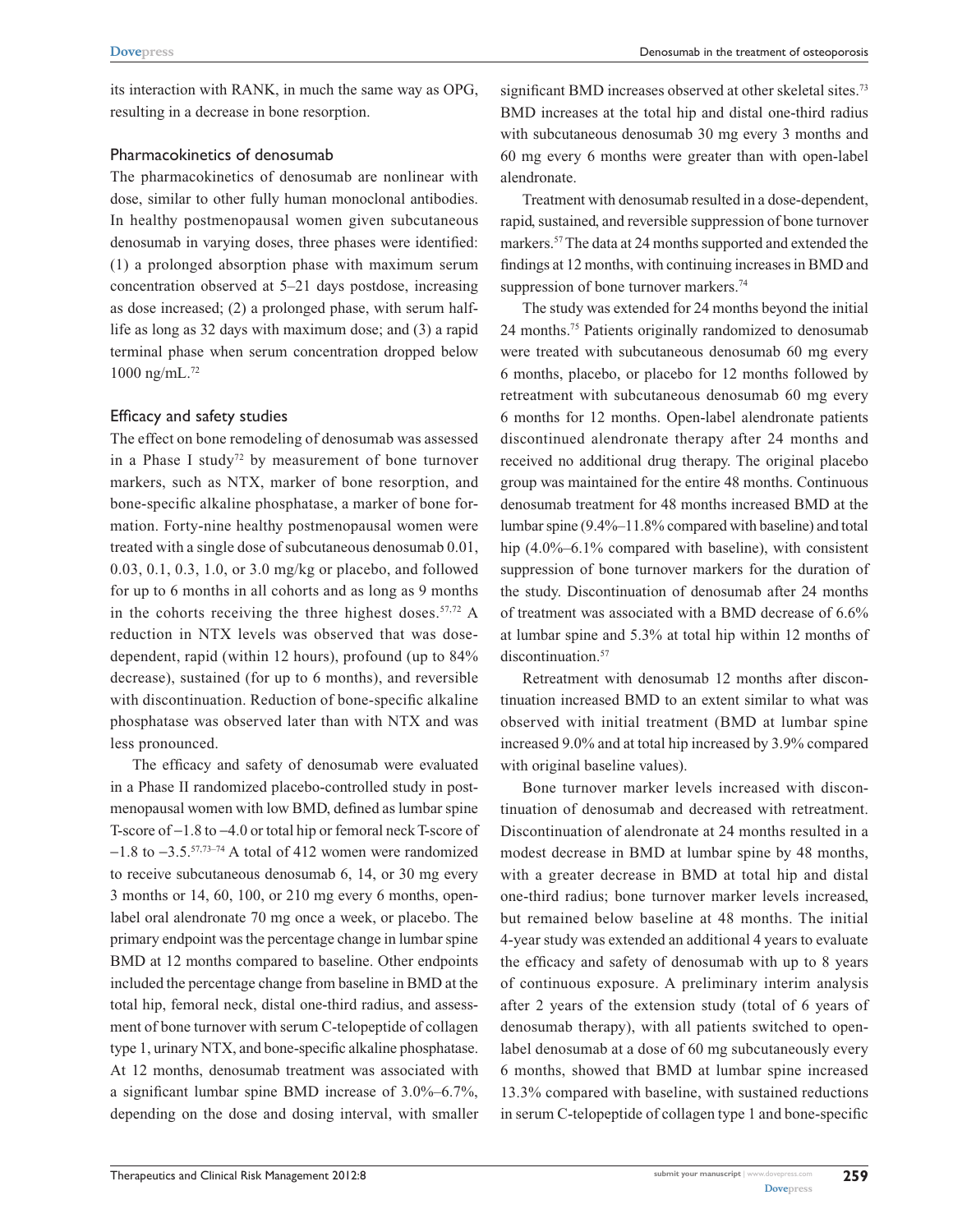its interaction with RANK, in much the same way as OPG, resulting in a decrease in bone resorption.

### Pharmacokinetics of denosumab

The pharmacokinetics of denosumab are nonlinear with dose, similar to other fully human monoclonal antibodies. In healthy postmenopausal women given subcutaneous denosumab in varying doses, three phases were identified: (1) a prolonged absorption phase with maximum serum concentration observed at 5–21 days postdose, increasing as dose increased; (2) a prolonged phase, with serum half-life as long as 32 days with maximum dose; and (3) a rapid terminal phase when serum concentration dropped below 1000 ng/mL.[72]

### Efficacy and safety studies

The effect on bone remodeling of denosumab was assessed in a Phase I study[72] by measurement of bone turnover markers, such as NTX, marker of bone resorption, and bone-specific alkaline phosphatase, a marker of bone formation. Forty-nine healthy postmenopausal women were treated with a single dose of subcutaneous denosumab 0.01, 0.03, 0.1, 0.3, 1.0, or 3.0 mg/kg or placebo, and followed for up to 6 months in all cohorts and as long as 9 months in the cohorts receiving the three highest doses.[57,72] A reduction in NTX levels was observed that was dose-dependent, rapid (within 12 hours), profound (up to 84% decrease), sustained (for up to 6 months), and reversible with discontinuation. Reduction of bone-specific alkaline phosphatase was observed later than with NTX and was less pronounced.

The efficacy and safety of denosumab were evaluated in a Phase II randomized placebo-controlled study in postmenopausal women with low BMD, defined as lumbar spine T-score of −1.8 to −4.0 or total hip or femoral neck T-score of −1.8 to −3.5.[57,73–74] A total of 412 women were randomized to receive subcutaneous denosumab 6, 14, or 30 mg every 3 months or 14, 60, 100, or 210 mg every 6 months, open-label oral alendronate 70 mg once a week, or placebo. The primary endpoint was the percentage change in lumbar spine BMD at 12 months compared to baseline. Other endpoints included the percentage change from baseline in BMD at the total hip, femoral neck, distal one-third radius, and assessment of bone turnover with serum C-telopeptide of collagen type 1, urinary NTX, and bone-specific alkaline phosphatase. At 12 months, denosumab treatment was associated with a significant lumbar spine BMD increase of 3.0%–6.7%, depending on the dose and dosing interval, with smaller significant BMD increases observed at other skeletal sites.[73] BMD increases at the total hip and distal one-third radius with subcutaneous denosumab 30 mg every 3 months and 60 mg every 6 months were greater than with open-label alendronate.

Treatment with denosumab resulted in a dose-dependent, rapid, sustained, and reversible suppression of bone turnover markers.[57] The data at 24 months supported and extended the findings at 12 months, with continuing increases in BMD and suppression of bone turnover markers.[74]

The study was extended for 24 months beyond the initial 24 months.[75] Patients originally randomized to denosumab were treated with subcutaneous denosumab 60 mg every 6 months, placebo, or placebo for 12 months followed by retreatment with subcutaneous denosumab 60 mg every 6 months for 12 months. Open-label alendronate patients discontinued alendronate therapy after 24 months and received no additional drug therapy. The original placebo group was maintained for the entire 48 months. Continuous denosumab treatment for 48 months increased BMD at the lumbar spine (9.4%–11.8% compared with baseline) and total hip (4.0%–6.1% compared with baseline), with consistent suppression of bone turnover markers for the duration of the study. Discontinuation of denosumab after 24 months of treatment was associated with a BMD decrease of 6.6% at lumbar spine and 5.3% at total hip within 12 months of discontinuation.[57]

Retreatment with denosumab 12 months after discontinuation increased BMD to an extent similar to what was observed with initial treatment (BMD at lumbar spine increased 9.0% and at total hip increased by 3.9% compared with original baseline values).

Bone turnover marker levels increased with discontinuation of denosumab and decreased with retreatment. Discontinuation of alendronate at 24 months resulted in a modest decrease in BMD at lumbar spine by 48 months, with a greater decrease in BMD at total hip and distal one-third radius; bone turnover marker levels increased, but remained below baseline at 48 months. The initial 4-year study was extended an additional 4 years to evaluate the efficacy and safety of denosumab with up to 8 years of continuous exposure. A preliminary interim analysis after 2 years of the extension study (total of 6 years of denosumab therapy), with all patients switched to open-label denosumab at a dose of 60 mg subcutaneously every 6 months, showed that BMD at lumbar spine increased 13.3% compared with baseline, with sustained reductions in serum C-telopeptide of collagen type 1 and bone-specific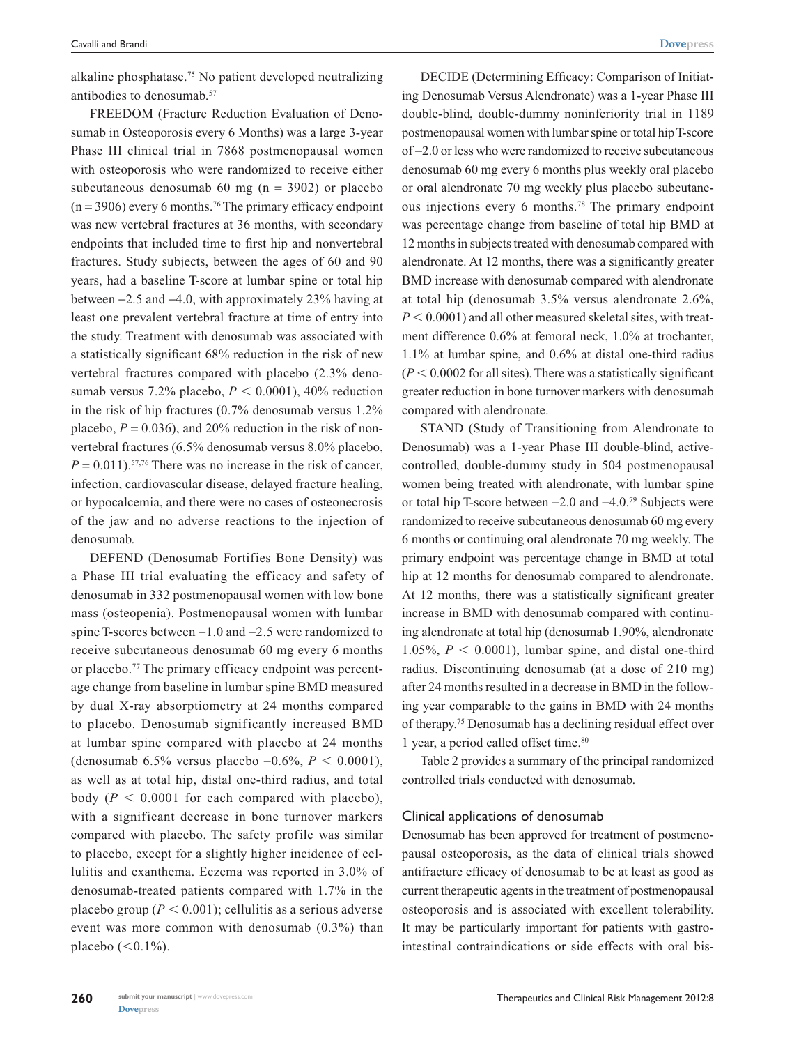alkaline phosphatase.[75] No patient developed neutralizing antibodies to denosumab.[57]

FREEDOM (Fracture Reduction Evaluation of Denosumab in Osteoporosis every 6 Months) was a large 3-year Phase III clinical trial in 7868 postmenopausal women with osteoporosis who were randomized to receive either subcutaneous denosumab 60 mg (n = 3902) or placebo (n = 3906) every 6 months.[76] The primary efficacy endpoint was new vertebral fractures at 36 months, with secondary endpoints that included time to first hip and nonvertebral fractures. Study subjects, between the ages of 60 and 90 years, had a baseline T-score at lumbar spine or total hip between −2.5 and −4.0, with approximately 23% having at least one prevalent vertebral fracture at time of entry into the study. Treatment with denosumab was associated with a statistically significant 68% reduction in the risk of new vertebral fractures compared with placebo (2.3% denosumab versus 7.2% placebo, $P < 0.0001$), 40% reduction in the risk of hip fractures (0.7% denosumab versus 1.2% placebo, $P = 0.036$), and 20% reduction in the risk of nonvertebral fractures (6.5% denosumab versus 8.0% placebo, $P = 0.011$).[57,76] There was no increase in the risk of cancer, infection, cardiovascular disease, delayed fracture healing, or hypocalcemia, and there were no cases of osteonecrosis of the jaw and no adverse reactions to the injection of denosumab.

DEFEND (Denosumab Fortifies Bone Density) was a Phase III trial evaluating the efficacy and safety of denosumab in 332 postmenopausal women with low bone mass (osteopenia). Postmenopausal women with lumbar spine T-scores between −1.0 and −2.5 were randomized to receive subcutaneous denosumab 60 mg every 6 months or placebo.[77] The primary efficacy endpoint was percentage change from baseline in lumbar spine BMD measured by dual X-ray absorptiometry at 24 months compared to placebo. Denosumab significantly increased BMD at lumbar spine compared with placebo at 24 months (denosumab 6.5% versus placebo −0.6%, $P < 0.0001$), as well as at total hip, distal one-third radius, and total body ($P < 0.0001$ for each compared with placebo), with a significant decrease in bone turnover markers compared with placebo. The safety profile was similar to placebo, except for a slightly higher incidence of cellulitis and exanthema. Eczema was reported in 3.0% of denosumab-treated patients compared with 1.7% in the placebo group ($P < 0.001$); cellulitis as a serious adverse event was more common with denosumab (0.3%) than placebo (<0.1%).

DECIDE (Determining Efficacy: Comparison of Initiating Denosumab Versus Alendronate) was a 1-year Phase III double-blind, double-dummy noninferiority trial in 1189 postmenopausal women with lumbar spine or total hip T-score of −2.0 or less who were randomized to receive subcutaneous denosumab 60 mg every 6 months plus weekly oral placebo or oral alendronate 70 mg weekly plus placebo subcutaneous injections every 6 months.[78] The primary endpoint was percentage change from baseline of total hip BMD at 12 months in subjects treated with denosumab compared with alendronate. At 12 months, there was a significantly greater BMD increase with denosumab compared with alendronate at total hip (denosumab 3.5% versus alendronate 2.6%, $P < 0.0001$) and all other measured skeletal sites, with treatment difference 0.6% at femoral neck, 1.0% at trochanter, 1.1% at lumbar spine, and 0.6% at distal one-third radius ($P < 0.0002$ for all sites). There was a statistically significant greater reduction in bone turnover markers with denosumab compared with alendronate.

STAND (Study of Transitioning from Alendronate to Denosumab) was a 1-year Phase III double-blind, active-controlled, double-dummy study in 504 postmenopausal women being treated with alendronate, with lumbar spine or total hip T-score between −2.0 and −4.0.[79] Subjects were randomized to receive subcutaneous denosumab 60 mg every 6 months or continuing oral alendronate 70 mg weekly. The primary endpoint was percentage change in BMD at total hip at 12 months for denosumab compared to alendronate. At 12 months, there was a statistically significant greater increase in BMD with denosumab compared with continuing alendronate at total hip (denosumab 1.90%, alendronate 1.05%, $P < 0.0001$), lumbar spine, and distal one-third radius. Discontinuing denosumab (at a dose of 210 mg) after 24 months resulted in a decrease in BMD in the following year comparable to the gains in BMD with 24 months of therapy.[75] Denosumab has a declining residual effect over 1 year, a period called offset time.[80]

Table 2 provides a summary of the principal randomized controlled trials conducted with denosumab.

## Clinical applications of denosumab

Denosumab has been approved for treatment of postmenopausal osteoporosis, as the data of clinical trials showed antifracture efficacy of denosumab to be at least as good as current therapeutic agents in the treatment of postmenopausal osteoporosis and is associated with excellent tolerability. It may be particularly important for patients with gastrointestinal contraindications or side effects with oral bis-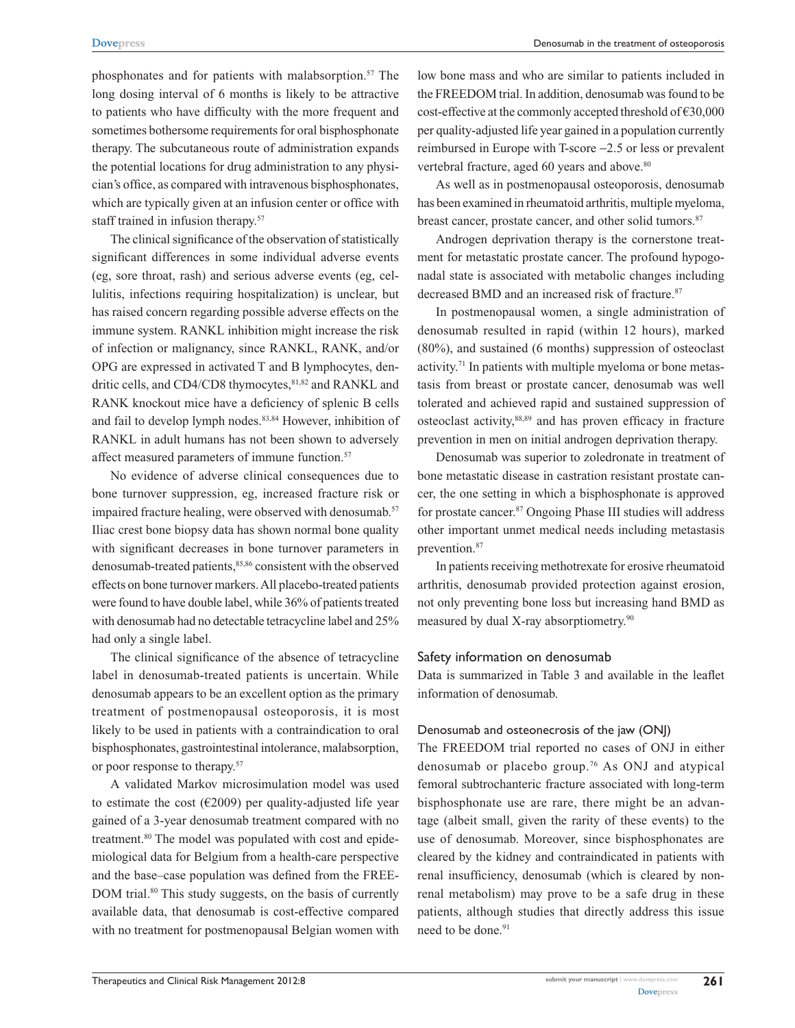phosphonates and for patients with malabsorption.[57] The long dosing interval of 6 months is likely to be attractive to patients who have difficulty with the more frequent and sometimes bothersome requirements for oral bisphosphonate therapy. The subcutaneous route of administration expands the potential locations for drug administration to any physician's office, as compared with intravenous bisphosphonates, which are typically given at an infusion center or office with staff trained in infusion therapy.[57]

The clinical significance of the observation of statistically significant differences in some individual adverse events (eg, sore throat, rash) and serious adverse events (eg, cellulitis, infections requiring hospitalization) is unclear, but has raised concern regarding possible adverse effects on the immune system. RANKL inhibition might increase the risk of infection or malignancy, since RANKL, RANK, and/or OPG are expressed in activated T and B lymphocytes, dendritic cells, and CD4/CD8 thymocytes,[81,82] and RANKL and RANK knockout mice have a deficiency of splenic B cells and fail to develop lymph nodes.[83,84] However, inhibition of RANKL in adult humans has not been shown to adversely affect measured parameters of immune function.[57]

No evidence of adverse clinical consequences due to bone turnover suppression, eg, increased fracture risk or impaired fracture healing, were observed with denosumab.[57] Iliac crest bone biopsy data has shown normal bone quality with significant decreases in bone turnover parameters in denosumab-treated patients,[85,86] consistent with the observed effects on bone turnover markers. All placebo-treated patients were found to have double label, while 36% of patients treated with denosumab had no detectable tetracycline label and 25% had only a single label.

The clinical significance of the absence of tetracycline label in denosumab-treated patients is uncertain. While denosumab appears to be an excellent option as the primary treatment of postmenopausal osteoporosis, it is most likely to be used in patients with a contraindication to oral bisphosphonates, gastrointestinal intolerance, malabsorption, or poor response to therapy.[57]

A validated Markov microsimulation model was used to estimate the cost (€2009) per quality-adjusted life year gained of a 3-year denosumab treatment compared with no treatment.[80] The model was populated with cost and epidemiological data for Belgium from a health-care perspective and the base–case population was defined from the FREEDOM trial.[80] This study suggests, on the basis of currently available data, that denosumab is cost-effective compared with no treatment for postmenopausal Belgian women with low bone mass and who are similar to patients included in the FREEDOM trial. In addition, denosumab was found to be cost-effective at the commonly accepted threshold of €30,000 per quality-adjusted life year gained in a population currently reimbursed in Europe with T-score −2.5 or less or prevalent vertebral fracture, aged 60 years and above.[80]

As well as in postmenopausal osteoporosis, denosumab has been examined in rheumatoid arthritis, multiple myeloma, breast cancer, prostate cancer, and other solid tumors.[87]

Androgen deprivation therapy is the cornerstone treatment for metastatic prostate cancer. The profound hypogonadal state is associated with metabolic changes including decreased BMD and an increased risk of fracture.[87]

In postmenopausal women, a single administration of denosumab resulted in rapid (within 12 hours), marked (80%), and sustained (6 months) suppression of osteoclast activity.[71] In patients with multiple myeloma or bone metastasis from breast or prostate cancer, denosumab was well tolerated and achieved rapid and sustained suppression of osteoclast activity,[88,89] and has proven efficacy in fracture prevention in men on initial androgen deprivation therapy.

Denosumab was superior to zoledronate in treatment of bone metastatic disease in castration resistant prostate cancer, the one setting in which a bisphosphonate is approved for prostate cancer.[87] Ongoing Phase III studies will address other important unmet medical needs including metastasis prevention.[87]

In patients receiving methotrexate for erosive rheumatoid arthritis, denosumab provided protection against erosion, not only preventing bone loss but increasing hand BMD as measured by dual X-ray absorptiometry.[90]

### Safety information on denosumab

Data is summarized in Table 3 and available in the leaflet information of denosumab.

#### Denosumab and osteonecrosis of the jaw (ONJ)

The FREEDOM trial reported no cases of ONJ in either denosumab or placebo group.[76] As ONJ and atypical femoral subtrochanteric fracture associated with long-term bisphosphonate use are rare, there might be an advantage (albeit small, given the rarity of these events) to the use of denosumab. Moreover, since bisphosphonates are cleared by the kidney and contraindicated in patients with renal insufficiency, denosumab (which is cleared by nonrenal metabolism) may prove to be a safe drug in these patients, although studies that directly address this issue need to be done.[91]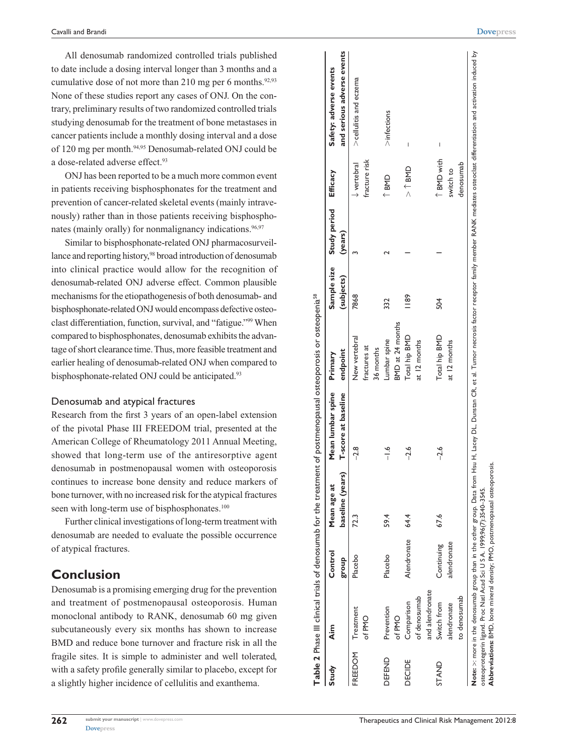All denosumab randomized controlled trials published to date include a dosing interval longer than 3 months and a cumulative dose of not more than 210 mg per 6 months.[92,93] None of these studies report any cases of ONJ. On the contrary, preliminary results of two randomized controlled trials studying denosumab for the treatment of bone metastases in cancer patients include a monthly dosing interval and a dose of 120 mg per month.[94,95] Denosumab-related ONJ could be a dose-related adverse effect.[93]

ONJ has been reported to be a much more common event in patients receiving bisphosphonates for the treatment and prevention of cancer-related skeletal events (mainly intravenously) rather than in those patients receiving bisphosphonates (mainly orally) for nonmalignancy indications.[96,97]

Similar to bisphosphonate-related ONJ pharmacosurveillance and reporting history,[98] broad introduction of denosumab into clinical practice would allow for the recognition of denosumab-related ONJ adverse effect. Common plausible mechanisms for the etiopathogenesis of both denosumab- and bisphosphonate-related ONJ would encompass defective osteoclast differentiation, function, survival, and "fatigue."[99] When compared to bisphosphonates, denosumab exhibits the advantage of short clearance time. Thus, more feasible treatment and earlier healing of denosumab-related ONJ when compared to bisphosphonate-related ONJ could be anticipated.[93]

### Denosumab and atypical fractures

Research from the first 3 years of an open-label extension of the pivotal Phase III FREEDOM trial, presented at the American College of Rheumatology 2011 Annual Meeting, showed that long-term use of the antiresorptive agent denosumab in postmenopausal women with osteoporosis continues to increase bone density and reduce markers of bone turnover, with no increased risk for the atypical fractures seen with long-term use of bisphosphonates.[100]

Further clinical investigations of long-term treatment with denosumab are needed to evaluate the possible occurrence of atypical fractures.

## Conclusion

Denosumab is a promising emerging drug for the prevention and treatment of postmenopausal osteoporosis. Human monoclonal antibody to RANK, denosumab 60 mg given subcutaneously every six months has shown to increase BMD and reduce bone turnover and fracture risk in all the fragile sites. It is simple to administer and well tolerated, with a safety profile generally similar to placebo, except for a slightly higher incidence of cellulitis and exanthema.

**Table 2** Phase III clinical trials of denosumab for the treatment of postmenopausal osteoporosis or osteopenia[58]

| Study | Aim | Control group | Mean age at baseline (years) | Mean lumbar spine T-score at baseline | Primary endpoint | Sample size (subjects) | Study period (years) | Efficacy | Safety: adverse events and serious adverse events |
|---|---|---|---|---|---|---|---|---|---|
| FREEDOM | Treatment of PMO | Placebo | 72.3 | –2.8 | New vertebral fractures at 36 months | 7868 | 3 | ↓ vertebral fracture risk | > cellulitis and eczema |
| DEFEND | Prevention of PMO | Placebo | 59.4 | –1.6 | Lumbar spine BMD at 24 months | 332 | 2 | ↑ BMD | > infections |
| DECIDE | Comparison of denosumab and alendronate | Alendronate | 64.4 | –2.6 | Total hip BMD at 12 months | 1189 | 1 | > ↑ BMD | – |
| STAND | Switch from alendronate to denosumab | Continuing alendronate | 67.6 | –2.6 | Total hip BMD at 12 months | 504 | 1 | ↑ BMD with switch to denosumab | – |

**Note:** >: more in the denosumab group than in the other group. Data from Hsu H, Lacey DL, Dunstan CR, et al. Tumor necrosis factor receptor family member RANK mediates osteoclast differentiation and activation induced by osteoprotegerin ligand. Proc Natl Acad Sci U S A. 1999;96(7):3540–3545.
**Abbreviations:** BMD, bone mineral density; PMO, postmenopausal osteoporosis.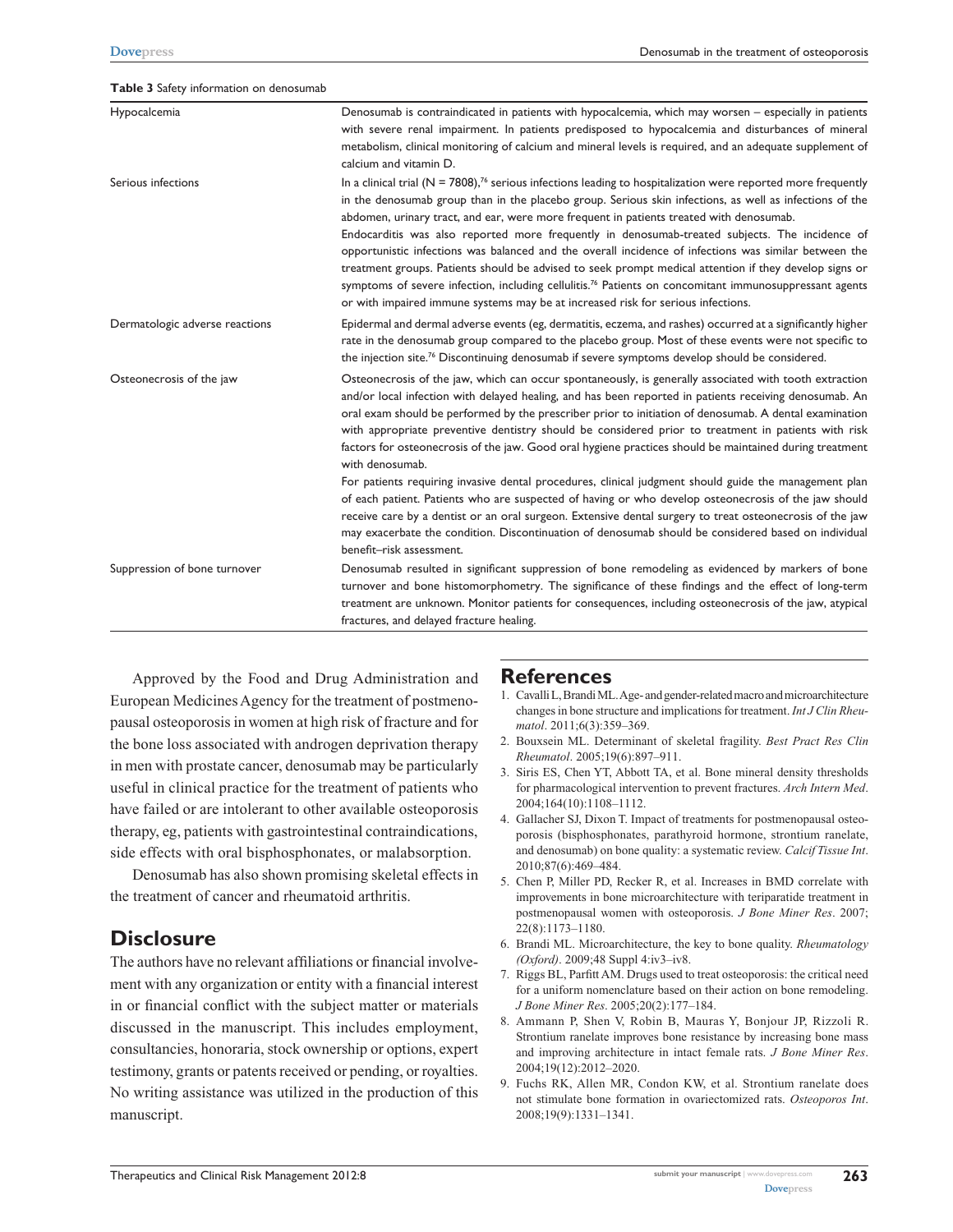**Table 3** Safety information on denosumab

| | |
|---|---|
| Hypocalcemia | Denosumab is contraindicated in patients with hypocalcemia, which may worsen – especially in patients with severe renal impairment. In patients predisposed to hypocalcemia and disturbances of mineral metabolism, clinical monitoring of calcium and mineral levels is required, and an adequate supplement of calcium and vitamin D. |
| Serious infections | In a clinical trial (N = 7808),[76] serious infections leading to hospitalization were reported more frequently in the denosumab group than in the placebo group. Serious skin infections, as well as infections of the abdomen, urinary tract, and ear, were more frequent in patients treated with denosumab. Endocarditis was also reported more frequently in denosumab-treated subjects. The incidence of opportunistic infections was balanced and the overall incidence of infections was similar between the treatment groups. Patients should be advised to seek prompt medical attention if they develop signs or symptoms of severe infection, including cellulitis.[76] Patients on concomitant immunosuppressant agents or with impaired immune systems may be at increased risk for serious infections. |
| Dermatologic adverse reactions | Epidermal and dermal adverse events (eg, dermatitis, eczema, and rashes) occurred at a significantly higher rate in the denosumab group compared to the placebo group. Most of these events were not specific to the injection site.[76] Discontinuing denosumab if severe symptoms develop should be considered. |
| Osteonecrosis of the jaw | Osteonecrosis of the jaw, which can occur spontaneously, is generally associated with tooth extraction and/or local infection with delayed healing, and has been reported in patients receiving denosumab. An oral exam should be performed by the prescriber prior to initiation of denosumab. A dental examination with appropriate preventive dentistry should be considered prior to treatment in patients with risk factors for osteonecrosis of the jaw. Good oral hygiene practices should be maintained during treatment with denosumab. For patients requiring invasive dental procedures, clinical judgment should guide the management plan of each patient. Patients who are suspected of having or who develop osteonecrosis of the jaw should receive care by a dentist or an oral surgeon. Extensive dental surgery to treat osteonecrosis of the jaw may exacerbate the condition. Discontinuation of denosumab should be considered based on individual benefit–risk assessment. |
| Suppression of bone turnover | Denosumab resulted in significant suppression of bone remodeling as evidenced by markers of bone turnover and bone histomorphometry. The significance of these findings and the effect of long-term treatment are unknown. Monitor patients for consequences, including osteonecrosis of the jaw, atypical fractures, and delayed fracture healing. |

Approved by the Food and Drug Administration and European Medicines Agency for the treatment of postmenopausal osteoporosis in women at high risk of fracture and for the bone loss associated with androgen deprivation therapy in men with prostate cancer, denosumab may be particularly useful in clinical practice for the treatment of patients who have failed or are intolerant to other available osteoporosis therapy, eg, patients with gastrointestinal contraindications, side effects with oral bisphosphonates, or malabsorption.

Denosumab has also shown promising skeletal effects in the treatment of cancer and rheumatoid arthritis.

## Disclosure

The authors have no relevant affiliations or financial involvement with any organization or entity with a financial interest in or financial conflict with the subject matter or materials discussed in the manuscript. This includes employment, consultancies, honoraria, stock ownership or options, expert testimony, grants or patents received or pending, or royalties. No writing assistance was utilized in the production of this manuscript.

## References

1. Cavalli L, Brandi ML. Age- and gender-related macro and microarchitecture changes in bone structure and implications for treatment. *Int J Clin Rheumatol*. 2011;6(3):359–369.
2. Bouxsein ML. Determinant of skeletal fragility. *Best Pract Res Clin Rheumatol*. 2005;19(6):897–911.
3. Siris ES, Chen YT, Abbott TA, et al. Bone mineral density thresholds for pharmacological intervention to prevent fractures. *Arch Intern Med*. 2004;164(10):1108–1112.
4. Gallacher SJ, Dixon T. Impact of treatments for postmenopausal osteoporosis (bisphosphonates, parathyroid hormone, strontium ranelate, and denosumab) on bone quality: a systematic review. *Calcif Tissue Int*. 2010;87(6):469–484.
5. Chen P, Miller PD, Recker R, et al. Increases in BMD correlate with improvements in bone microarchitecture with teriparatide treatment in postmenopausal women with osteoporosis. *J Bone Miner Res*. 2007;22(8):1173–1180.
6. Brandi ML. Microarchitecture, the key to bone quality. *Rheumatology (Oxford)*. 2009;48 Suppl 4:iv3–iv8.
7. Riggs BL, Parfitt AM. Drugs used to treat osteoporosis: the critical need for a uniform nomenclature based on their action on bone remodeling. *J Bone Miner Res*. 2005;20(2):177–184.
8. Ammann P, Shen V, Robin B, Mauras Y, Bonjour JP, Rizzoli R. Strontium ranelate improves bone resistance by increasing bone mass and improving architecture in intact female rats. *J Bone Miner Res*. 2004;19(12):2012–2020.
9. Fuchs RK, Allen MR, Condon KW, et al. Strontium ranelate does not stimulate bone formation in ovariectomized rats. *Osteoporos Int*. 2008;19(9):1331–1341.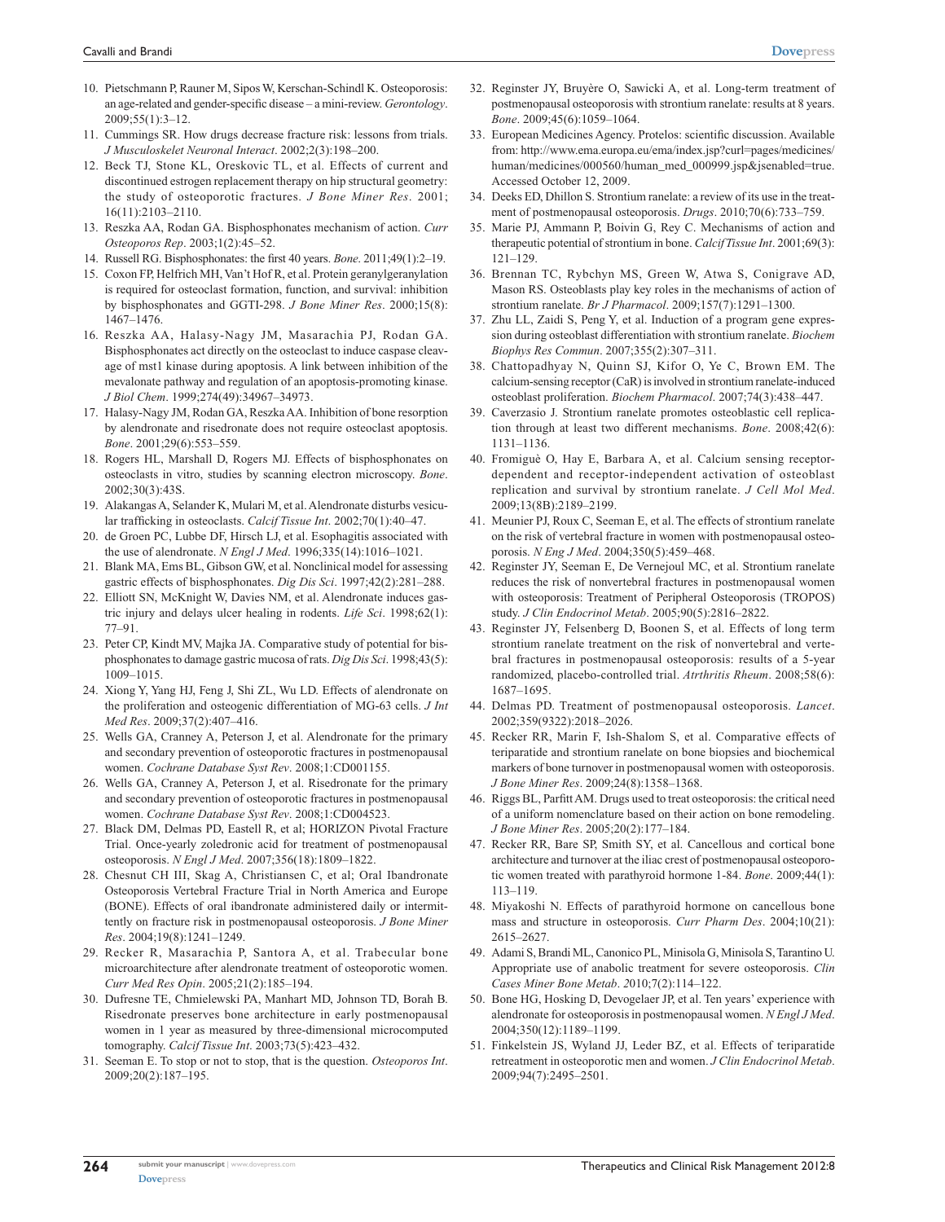10. Pietschmann P, Rauner M, Sipos W, Kerschan-Schindl K. Osteoporosis: an age-related and gender-specific disease – a mini-review. *Gerontology*. 2009;55(1):3–12.
11. Cummings SR. How drugs decrease fracture risk: lessons from trials. *J Musculoskelet Neuronal Interact*. 2002;2(3):198–200.
12. Beck TJ, Stone KL, Oreskovic TL, et al. Effects of current and discontinued estrogen replacement therapy on hip structural geometry: the study of osteoporotic fractures. *J Bone Miner Res*. 2001; 16(11):2103–2110.
13. Reszka AA, Rodan GA. Bisphosphonates mechanism of action. *Curr Osteoporos Rep*. 2003;1(2):45–52.
14. Russell RG. Bisphosphonates: the first 40 years. *Bone*. 2011;49(1):2–19.
15. Coxon FP, Helfrich MH, Van't Hof R, et al. Protein geranylgeranylation is required for osteoclast formation, function, and survival: inhibition by bisphosphonates and GGTI-298. *J Bone Miner Res*. 2000;15(8): 1467–1476.
16. Reszka AA, Halasy-Nagy JM, Masarachia PJ, Rodan GA. Bisphosphonates act directly on the osteoclast to induce caspase cleavage of mst1 kinase during apoptosis. A link between inhibition of the mevalonate pathway and regulation of an apoptosis-promoting kinase. *J Biol Chem*. 1999;274(49):34967–34973.
17. Halasy-Nagy JM, Rodan GA, Reszka AA. Inhibition of bone resorption by alendronate and risedronate does not require osteoclast apoptosis. *Bone*. 2001;29(6):553–559.
18. Rogers HL, Marshall D, Rogers MJ. Effects of bisphosphonates on osteoclasts in vitro, studies by scanning electron microscopy. *Bone*. 2002;30(3):43S.
19. Alakangas A, Selander K, Mulari M, et al. Alendronate disturbs vesicular trafficking in osteoclasts. *Calcif Tissue Int*. 2002;70(1):40–47.
20. de Groen PC, Lubbe DF, Hirsch LJ, et al. Esophagitis associated with the use of alendronate. *N Engl J Med*. 1996;335(14):1016–1021.
21. Blank MA, Ems BL, Gibson GW, et al. Nonclinical model for assessing gastric effects of bisphosphonates. *Dig Dis Sci*. 1997;42(2):281–288.
22. Elliott SN, McKnight W, Davies NM, et al. Alendronate induces gastric injury and delays ulcer healing in rodents. *Life Sci*. 1998;62(1): 77–91.
23. Peter CP, Kindt MV, Majka JA. Comparative study of potential for bisphosphonates to damage gastric mucosa of rats. *Dig Dis Sci*. 1998;43(5): 1009–1015.
24. Xiong Y, Yang HJ, Feng J, Shi ZL, Wu LD. Effects of alendronate on the proliferation and osteogenic differentiation of MG-63 cells. *J Int Med Res*. 2009;37(2):407–416.
25. Wells GA, Cranney A, Peterson J, et al. Alendronate for the primary and secondary prevention of osteoporotic fractures in postmenopausal women. *Cochrane Database Syst Rev*. 2008;1:CD001155.
26. Wells GA, Cranney A, Peterson J, et al. Risedronate for the primary and secondary prevention of osteoporotic fractures in postmenopausal women. *Cochrane Database Syst Rev*. 2008;1:CD004523.
27. Black DM, Delmas PD, Eastell R, et al; HORIZON Pivotal Fracture Trial. Once-yearly zoledronic acid for treatment of postmenopausal osteoporosis. *N Engl J Med*. 2007;356(18):1809–1822.
28. Chesnut CH III, Skag A, Christiansen C, et al; Oral Ibandronate Osteoporosis Vertebral Fracture Trial in North America and Europe (BONE). Effects of oral ibandronate administered daily or intermittently on fracture risk in postmenopausal osteoporosis. *J Bone Miner Res*. 2004;19(8):1241–1249.
29. Recker R, Masarachia P, Santora A, et al. Trabecular bone microarchitecture after alendronate treatment of osteoporotic women. *Curr Med Res Opin*. 2005;21(2):185–194.
30. Dufresne TE, Chmielewski PA, Manhart MD, Johnson TD, Borah B. Risedronate preserves bone architecture in early postmenopausal women in 1 year as measured by three-dimensional microcomputed tomography. *Calcif Tissue Int*. 2003;73(5):423–432.
31. Seeman E. To stop or not to stop, that is the question. *Osteoporos Int*. 2009;20(2):187–195.
32. Reginster JY, Bruyère O, Sawicki A, et al. Long-term treatment of postmenopausal osteoporosis with strontium ranelate: results at 8 years. *Bone*. 2009;45(6):1059–1064.
33. European Medicines Agency. Protelos: scientific discussion. Available from: http://www.ema.europa.eu/ema/index.jsp?curl=pages/medicines/human/medicines/000560/human_med_000999.jsp&jsenabled=true. Accessed October 12, 2009.
34. Deeks ED, Dhillon S. Strontium ranelate: a review of its use in the treatment of postmenopausal osteoporosis. *Drugs*. 2010;70(6):733–759.
35. Marie PJ, Ammann P, Boivin G, Rey C. Mechanisms of action and therapeutic potential of strontium in bone. *Calcif Tissue Int*. 2001;69(3): 121–129.
36. Brennan TC, Rybchyn MS, Green W, Atwa S, Conigrave AD, Mason RS. Osteoblasts play key roles in the mechanisms of action of strontium ranelate. *Br J Pharmacol*. 2009;157(7):1291–1300.
37. Zhu LL, Zaidi S, Peng Y, et al. Induction of a program gene expression during osteoblast differentiation with strontium ranelate. *Biochem Biophys Res Commun*. 2007;355(2):307–311.
38. Chattopadhyay N, Quinn SJ, Kifor O, Ye C, Brown EM. The calcium-sensing receptor (CaR) is involved in strontium ranelate-induced osteoblast proliferation. *Biochem Pharmacol*. 2007;74(3):438–447.
39. Caverzasio J. Strontium ranelate promotes osteoblastic cell replication through at least two different mechanisms. *Bone*. 2008;42(6): 1131–1136.
40. Fromiguè O, Hay E, Barbara A, et al. Calcium sensing receptor-dependent and receptor-independent activation of osteoblast replication and survival by strontium ranelate. *J Cell Mol Med*. 2009;13(8B):2189–2199.
41. Meunier PJ, Roux C, Seeman E, et al. The effects of strontium ranelate on the risk of vertebral fracture in women with postmenopausal osteoporosis. *N Eng J Med*. 2004;350(5):459–468.
42. Reginster JY, Seeman E, De Vernejoul MC, et al. Strontium ranelate reduces the risk of nonvertebral fractures in postmenopausal women with osteoporosis: Treatment of Peripheral Osteoporosis (TROPOS) study. *J Clin Endocrinol Metab*. 2005;90(5):2816–2822.
43. Reginster JY, Felsenberg D, Boonen S, et al. Effects of long term strontium ranelate treatment on the risk of nonvertebral and vertebral fractures in postmenopausal osteoporosis: results of a 5-year randomized, placebo-controlled trial. *Atrthritis Rheum*. 2008;58(6): 1687–1695.
44. Delmas PD. Treatment of postmenopausal osteoporosis. *Lancet*. 2002;359(9322):2018–2026.
45. Recker RR, Marin F, Ish-Shalom S, et al. Comparative effects of teriparatide and strontium ranelate on bone biopsies and biochemical markers of bone turnover in postmenopausal women with osteoporosis. *J Bone Miner Res*. 2009;24(8):1358–1368.
46. Riggs BL, Parfitt AM. Drugs used to treat osteoporosis: the critical need of a uniform nomenclature based on their action on bone remodeling. *J Bone Miner Res*. 2005;20(2):177–184.
47. Recker RR, Bare SP, Smith SY, et al. Cancellous and cortical bone architecture and turnover at the iliac crest of postmenopausal osteoporotic women treated with parathyroid hormone 1-84. *Bone*. 2009;44(1): 113–119.
48. Miyakoshi N. Effects of parathyroid hormone on cancellous bone mass and structure in osteoporosis. *Curr Pharm Des*. 2004;10(21): 2615–2627.
49. Adami S, Brandi ML, Canonico PL, Minisola G, Minisola S, Tarantino U. Appropriate use of anabolic treatment for severe osteoporosis. *Clin Cases Miner Bone Metab*. 2010;7(2):114–122.
50. Bone HG, Hosking D, Devogelaer JP, et al. Ten years' experience with alendronate for osteoporosis in postmenopausal women. *N Engl J Med*. 2004;350(12):1189–1199.
51. Finkelstein JS, Wyland JJ, Leder BZ, et al. Effects of teriparatide retreatment in osteoporotic men and women. *J Clin Endocrinol Metab*. 2009;94(7):2495–2501.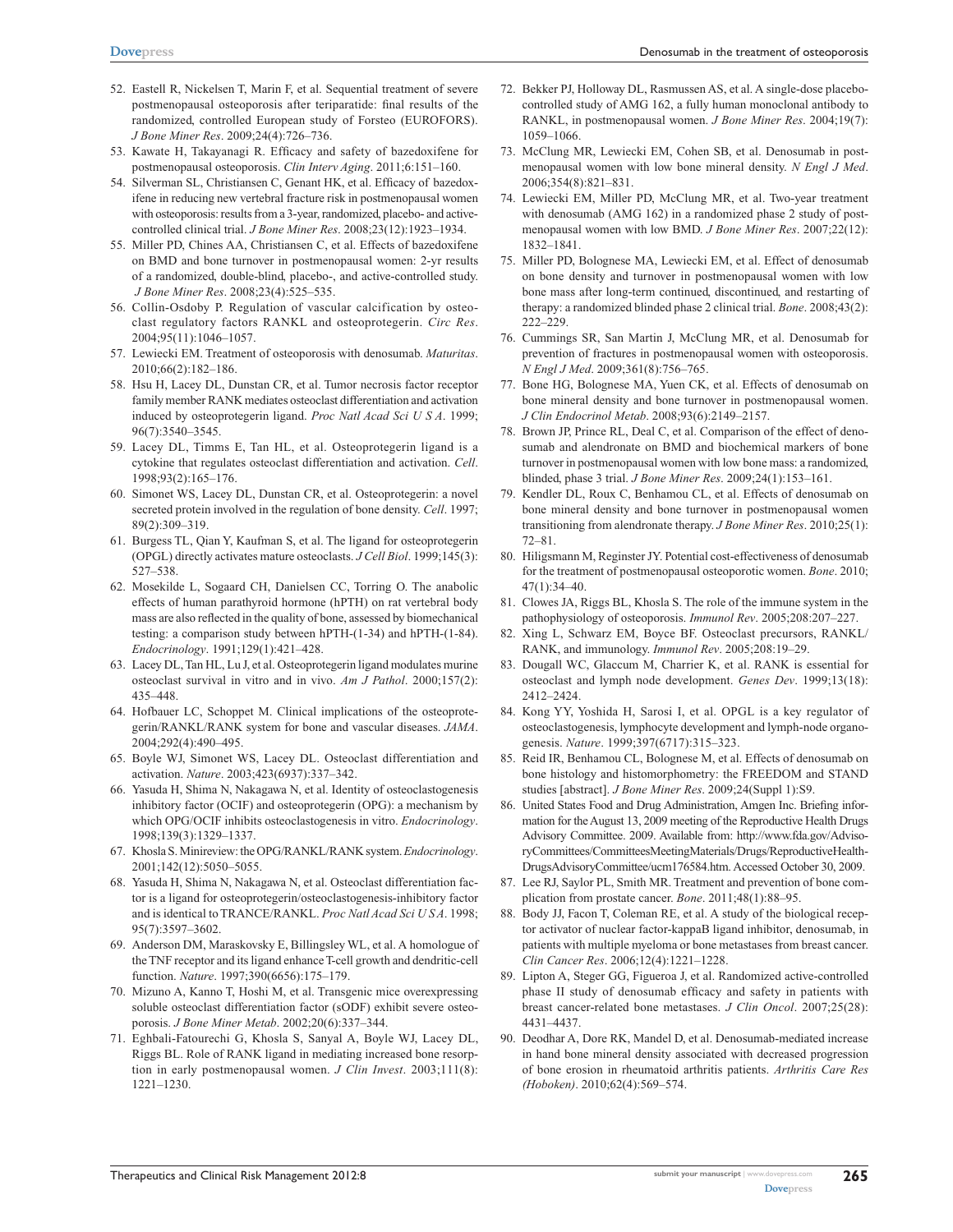52. Eastell R, Nickelsen T, Marin F, et al. Sequential treatment of severe postmenopausal osteoporosis after teriparatide: final results of the randomized, controlled European study of Forsteo (EUROFORS). *J Bone Miner Res*. 2009;24(4):726–736.
53. Kawate H, Takayanagi R. Efficacy and safety of bazedoxifene for postmenopausal osteoporosis. *Clin Interv Aging*. 2011;6:151–160.
54. Silverman SL, Christiansen C, Genant HK, et al. Efficacy of bazedoxifene in reducing new vertebral fracture risk in postmenopausal women with osteoporosis: results from a 3-year, randomized, placebo- and active-controlled clinical trial. *J Bone Miner Res*. 2008;23(12):1923–1934.
55. Miller PD, Chines AA, Christiansen C, et al. Effects of bazedoxifene on BMD and bone turnover in postmenopausal women: 2-yr results of a randomized, double-blind, placebo-, and active-controlled study. *J Bone Miner Res*. 2008;23(4):525–535.
56. Collin-Osdoby P. Regulation of vascular calcification by osteoclast regulatory factors RANKL and osteoprotegerin. *Circ Res*. 2004;95(11):1046–1057.
57. Lewiecki EM. Treatment of osteoporosis with denosumab. *Maturitas*. 2010;66(2):182–186.
58. Hsu H, Lacey DL, Dunstan CR, et al. Tumor necrosis factor receptor family member RANK mediates osteoclast differentiation and activation induced by osteoprotegerin ligand. *Proc Natl Acad Sci U S A*. 1999; 96(7):3540–3545.
59. Lacey DL, Timms E, Tan HL, et al. Osteoprotegerin ligand is a cytokine that regulates osteoclast differentiation and activation. *Cell*. 1998;93(2):165–176.
60. Simonet WS, Lacey DL, Dunstan CR, et al. Osteoprotegerin: a novel secreted protein involved in the regulation of bone density. *Cell*. 1997; 89(2):309–319.
61. Burgess TL, Qian Y, Kaufman S, et al. The ligand for osteoprotegerin (OPGL) directly activates mature osteoclasts. *J Cell Biol*. 1999;145(3): 527–538.
62. Mosekilde L, Sogaard CH, Danielsen CC, Torring O. The anabolic effects of human parathyroid hormone (hPTH) on rat vertebral body mass are also reflected in the quality of bone, assessed by biomechanical testing: a comparison study between hPTH-(1-34) and hPTH-(1-84). *Endocrinology*. 1991;129(1):421–428.
63. Lacey DL, Tan HL, Lu J, et al. Osteoprotegerin ligand modulates murine osteoclast survival in vitro and in vivo. *Am J Pathol*. 2000;157(2): 435–448.
64. Hofbauer LC, Schoppet M. Clinical implications of the osteoprotegerin/RANKL/RANK system for bone and vascular diseases. *JAMA*. 2004;292(4):490–495.
65. Boyle WJ, Simonet WS, Lacey DL. Osteoclast differentiation and activation. *Nature*. 2003;423(6937):337–342.
66. Yasuda H, Shima N, Nakagawa N, et al. Identity of osteoclastogenesis inhibitory factor (OCIF) and osteoprotegerin (OPG): a mechanism by which OPG/OCIF inhibits osteoclastogenesis in vitro. *Endocrinology*. 1998;139(3):1329–1337.
67. Khosla S. Minireview: the OPG/RANKL/RANK system. *Endocrinology*. 2001;142(12):5050–5055.
68. Yasuda H, Shima N, Nakagawa N, et al. Osteoclast differentiation factor is a ligand for osteoprotegerin/osteoclastogenesis-inhibitory factor and is identical to TRANCE/RANKL. *Proc Natl Acad Sci U S A*. 1998; 95(7):3597–3602.
69. Anderson DM, Maraskovsky E, Billingsley WL, et al. A homologue of the TNF receptor and its ligand enhance T-cell growth and dendritic-cell function. *Nature*. 1997;390(6656):175–179.
70. Mizuno A, Kanno T, Hoshi M, et al. Transgenic mice overexpressing soluble osteoclast differentiation factor (sODF) exhibit severe osteoporosis. *J Bone Miner Metab*. 2002;20(6):337–344.
71. Eghbali-Fatourechi G, Khosla S, Sanyal A, Boyle WJ, Lacey DL, Riggs BL. Role of RANK ligand in mediating increased bone resorption in early postmenopausal women. *J Clin Invest*. 2003;111(8): 1221–1230.
72. Bekker PJ, Holloway DL, Rasmussen AS, et al. A single-dose placebo-controlled study of AMG 162, a fully human monoclonal antibody to RANKL, in postmenopausal women. *J Bone Miner Res*. 2004;19(7): 1059–1066.
73. McClung MR, Lewiecki EM, Cohen SB, et al. Denosumab in postmenopausal women with low bone mineral density. *N Engl J Med*. 2006;354(8):821–831.
74. Lewiecki EM, Miller PD, McClung MR, et al. Two-year treatment with denosumab (AMG 162) in a randomized phase 2 study of postmenopausal women with low BMD. *J Bone Miner Res*. 2007;22(12): 1832–1841.
75. Miller PD, Bolognese MA, Lewiecki EM, et al. Effect of denosumab on bone density and turnover in postmenopausal women with low bone mass after long-term continued, discontinued, and restarting of therapy: a randomized blinded phase 2 clinical trial. *Bone*. 2008;43(2): 222–229.
76. Cummings SR, San Martin J, McClung MR, et al. Denosumab for prevention of fractures in postmenopausal women with osteoporosis. *N Engl J Med*. 2009;361(8):756–765.
77. Bone HG, Bolognese MA, Yuen CK, et al. Effects of denosumab on bone mineral density and bone turnover in postmenopausal women. *J Clin Endocrinol Metab*. 2008;93(6):2149–2157.
78. Brown JP, Prince RL, Deal C, et al. Comparison of the effect of denosumab and alendronate on BMD and biochemical markers of bone turnover in postmenopausal women with low bone mass: a randomized, blinded, phase 3 trial. *J Bone Miner Res*. 2009;24(1):153–161.
79. Kendler DL, Roux C, Benhamou CL, et al. Effects of denosumab on bone mineral density and bone turnover in postmenopausal women transitioning from alendronate therapy. *J Bone Miner Res*. 2010;25(1): 72–81.
80. Hiligsmann M, Reginster JY. Potential cost-effectiveness of denosumab for the treatment of postmenopausal osteoporotic women. *Bone*. 2010; 47(1):34–40.
81. Clowes JA, Riggs BL, Khosla S. The role of the immune system in the pathophysiology of osteoporosis. *Immunol Rev*. 2005;208:207–227.
82. Xing L, Schwarz EM, Boyce BF. Osteoclast precursors, RANKL/RANK, and immunology. *Immunol Rev*. 2005;208:19–29.
83. Dougall WC, Glaccum M, Charrier K, et al. RANK is essential for osteoclast and lymph node development. *Genes Dev*. 1999;13(18): 2412–2424.
84. Kong YY, Yoshida H, Sarosi I, et al. OPGL is a key regulator of osteoclastogenesis, lymphocyte development and lymph-node organogenesis. *Nature*. 1999;397(6717):315–323.
85. Reid IR, Benhamou CL, Bolognese M, et al. Effects of denosumab on bone histology and histomorphometry: the FREEDOM and STAND studies [abstract]. *J Bone Miner Res*. 2009;24(Suppl 1):S9.
86. United States Food and Drug Administration, Amgen Inc. Briefing information for the August 13, 2009 meeting of the Reproductive Health Drugs Advisory Committee. 2009. Available from: http://www.fda.gov/AdvisoryCommittees/CommitteesMeetingMaterials/Drugs/ReproductiveHealthDrugsAdvisoryCommittee/ucm176584.htm. Accessed October 30, 2009.
87. Lee RJ, Saylor PL, Smith MR. Treatment and prevention of bone complication from prostate cancer. *Bone*. 2011;48(1):88–95.
88. Body JJ, Facon T, Coleman RE, et al. A study of the biological receptor activator of nuclear factor-kappaB ligand inhibitor, denosumab, in patients with multiple myeloma or bone metastases from breast cancer. *Clin Cancer Res*. 2006;12(4):1221–1228.
89. Lipton A, Steger GG, Figueroa J, et al. Randomized active-controlled phase II study of denosumab efficacy and safety in patients with breast cancer-related bone metastases. *J Clin Oncol*. 2007;25(28): 4431–4437.
90. Deodhar A, Dore RK, Mandel D, et al. Denosumab-mediated increase in hand bone mineral density associated with decreased progression of bone erosion in rheumatoid arthritis patients. *Arthritis Care Res (Hoboken)*. 2010;62(4):569–574.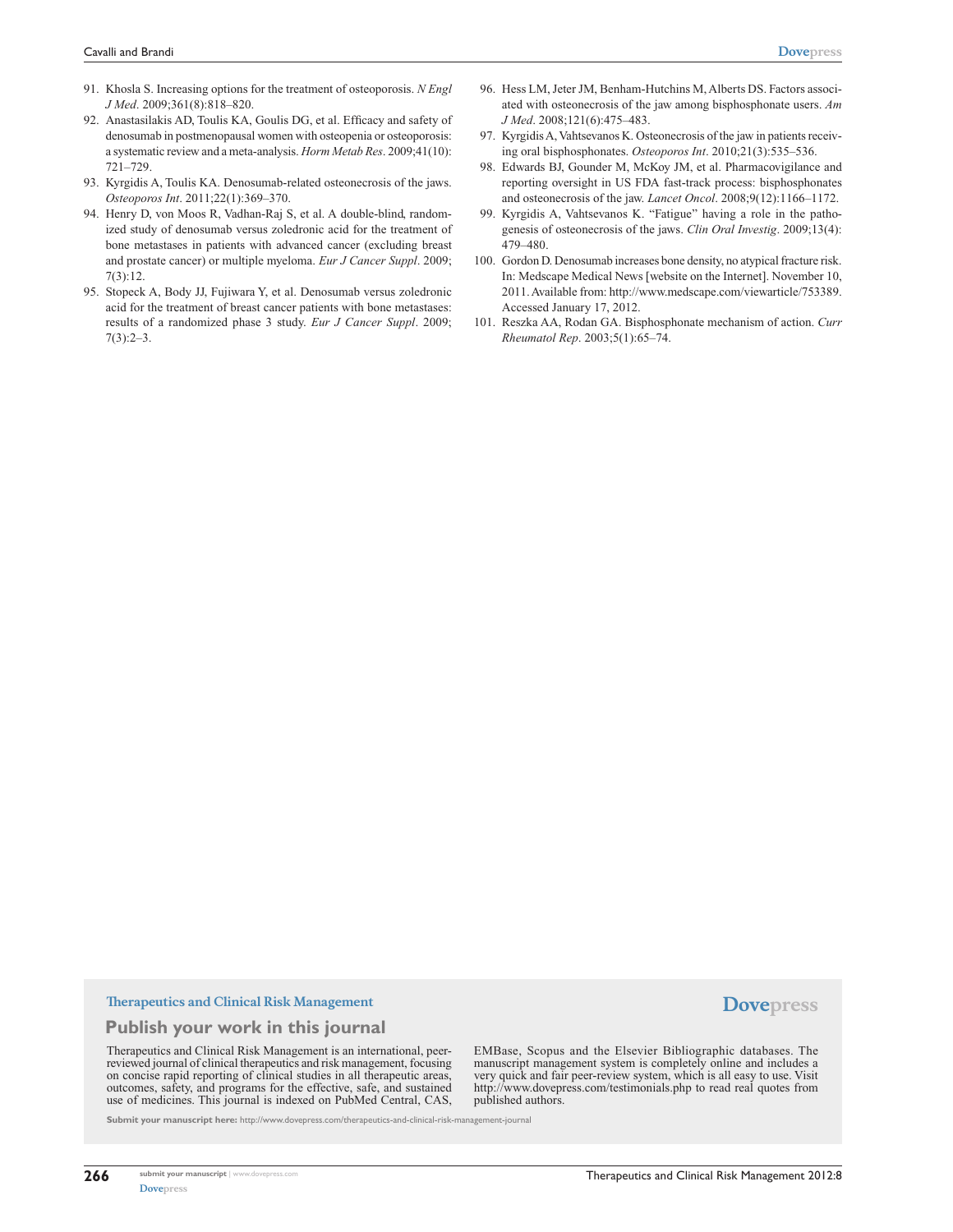91. Khosla S. Increasing options for the treatment of osteoporosis. *N Engl J Med*. 2009;361(8):818–820.
92. Anastasilakis AD, Toulis KA, Goulis DG, et al. Efficacy and safety of denosumab in postmenopausal women with osteopenia or osteoporosis: a systematic review and a meta-analysis. *Horm Metab Res*. 2009;41(10):721–729.
93. Kyrgidis A, Toulis KA. Denosumab-related osteonecrosis of the jaws. *Osteoporos Int*. 2011;22(1):369–370.
94. Henry D, von Moos R, Vadhan-Raj S, et al. A double-blind, randomized study of denosumab versus zoledronic acid for the treatment of bone metastases in patients with advanced cancer (excluding breast and prostate cancer) or multiple myeloma. *Eur J Cancer Suppl*. 2009;7(3):12.
95. Stopeck A, Body JJ, Fujiwara Y, et al. Denosumab versus zoledronic acid for the treatment of breast cancer patients with bone metastases: results of a randomized phase 3 study. *Eur J Cancer Suppl*. 2009;7(3):2–3.
96. Hess LM, Jeter JM, Benham-Hutchins M, Alberts DS. Factors associated with osteonecrosis of the jaw among bisphosphonate users. *Am J Med*. 2008;121(6):475–483.
97. Kyrgidis A, Vahtsevanos K. Osteonecrosis of the jaw in patients receiving oral bisphosphonates. *Osteoporos Int*. 2010;21(3):535–536.
98. Edwards BJ, Gounder M, McKoy JM, et al. Pharmacovigilance and reporting oversight in US FDA fast-track process: bisphosphonates and osteonecrosis of the jaw. *Lancet Oncol*. 2008;9(12):1166–1172.
99. Kyrgidis A, Vahtsevanos K. "Fatigue" having a role in the pathogenesis of osteonecrosis of the jaws. *Clin Oral Investig*. 2009;13(4):479–480.
100. Gordon D. Denosumab increases bone density, no atypical fracture risk. In: Medscape Medical News [website on the Internet]. November 10, 2011. Available from: http://www.medscape.com/viewarticle/753389. Accessed January 17, 2012.
101. Reszka AA, Rodan GA. Bisphosphonate mechanism of action. *Curr Rheumatol Rep*. 2003;5(1):65–74.

**Therapeutics and Clinical Risk Management**

## Publish your work in this journal

Therapeutics and Clinical Risk Management is an international, peer-reviewed journal of clinical therapeutics and risk management, focusing on concise rapid reporting of clinical studies in all therapeutic areas, outcomes, safety, and programs for the effective, safe, and sustained use of medicines. This journal is indexed on PubMed Central, CAS, EMBase, Scopus and the Elsevier Bibliographic databases. The manuscript management system is completely online and includes a very quick and fair peer-review system, which is all easy to use. Visit http://www.dovepress.com/testimonials.php to read real quotes from published authors.

**Submit your manuscript here:** http://www.dovepress.com/therapeutics-and-clinical-risk-management-journal